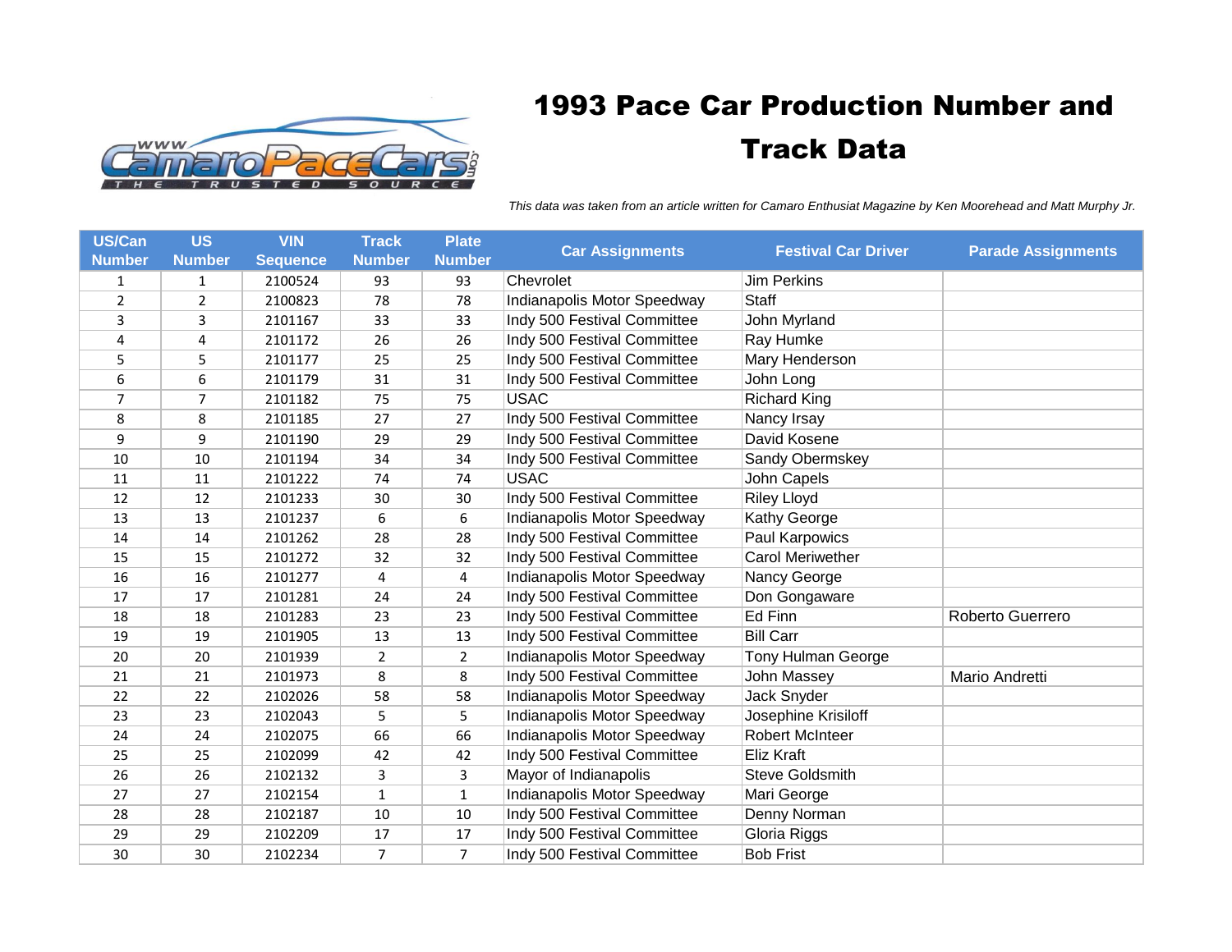# 1993 Pace Car Production Number and Track Data

*This data was taken from an article written for Camaro Enthusiat Magazine by Ken Moorehead and Matt Murphy Jr.*

| US/Can Number | US Number | VIN Sequence | Track Number | Plate Number | Car Assignments | Festival Car Driver | Parade Assignments |
|---|---|---|---|---|---|---|---|
| 1 | 1 | 2100524 | 93 | 93 | Chevrolet | Jim Perkins | |
| 2 | 2 | 2100823 | 78 | 78 | Indianapolis Motor Speedway | Staff | |
| 3 | 3 | 2101167 | 33 | 33 | Indy 500 Festival Committee | John Myrland | |
| 4 | 4 | 2101172 | 26 | 26 | Indy 500 Festival Committee | Ray Humke | |
| 5 | 5 | 2101177 | 25 | 25 | Indy 500 Festival Committee | Mary Henderson | |
| 6 | 6 | 2101179 | 31 | 31 | Indy 500 Festival Committee | John Long | |
| 7 | 7 | 2101182 | 75 | 75 | USAC | Richard King | |
| 8 | 8 | 2101185 | 27 | 27 | Indy 500 Festival Committee | Nancy Irsay | |
| 9 | 9 | 2101190 | 29 | 29 | Indy 500 Festival Committee | David Kosene | |
| 10 | 10 | 2101194 | 34 | 34 | Indy 500 Festival Committee | Sandy Obermskey | |
| 11 | 11 | 2101222 | 74 | 74 | USAC | John Capels | |
| 12 | 12 | 2101233 | 30 | 30 | Indy 500 Festival Committee | Riley Lloyd | |
| 13 | 13 | 2101237 | 6 | 6 | Indianapolis Motor Speedway | Kathy George | |
| 14 | 14 | 2101262 | 28 | 28 | Indy 500 Festival Committee | Paul Karpowics | |
| 15 | 15 | 2101272 | 32 | 32 | Indy 500 Festival Committee | Carol Meriwether | |
| 16 | 16 | 2101277 | 4 | 4 | Indianapolis Motor Speedway | Nancy George | |
| 17 | 17 | 2101281 | 24 | 24 | Indy 500 Festival Committee | Don Gongaware | |
| 18 | 18 | 2101283 | 23 | 23 | Indy 500 Festival Committee | Ed Finn | Roberto Guerrero |
| 19 | 19 | 2101905 | 13 | 13 | Indy 500 Festival Committee | Bill Carr | |
| 20 | 20 | 2101939 | 2 | 2 | Indianapolis Motor Speedway | Tony Hulman George | |
| 21 | 21 | 2101973 | 8 | 8 | Indy 500 Festival Committee | John Massey | Mario Andretti |
| 22 | 22 | 2102026 | 58 | 58 | Indianapolis Motor Speedway | Jack Snyder | |
| 23 | 23 | 2102043 | 5 | 5 | Indianapolis Motor Speedway | Josephine Krisiloff | |
| 24 | 24 | 2102075 | 66 | 66 | Indianapolis Motor Speedway | Robert McInteer | |
| 25 | 25 | 2102099 | 42 | 42 | Indy 500 Festival Committee | Eliz Kraft | |
| 26 | 26 | 2102132 | 3 | 3 | Mayor of Indianapolis | Steve Goldsmith | |
| 27 | 27 | 2102154 | 1 | 1 | Indianapolis Motor Speedway | Mari George | |
| 28 | 28 | 2102187 | 10 | 10 | Indy 500 Festival Committee | Denny Norman | |
| 29 | 29 | 2102209 | 17 | 17 | Indy 500 Festival Committee | Gloria Riggs | |
| 30 | 30 | 2102234 | 7 | 7 | Indy 500 Festival Committee | Bob Frist | |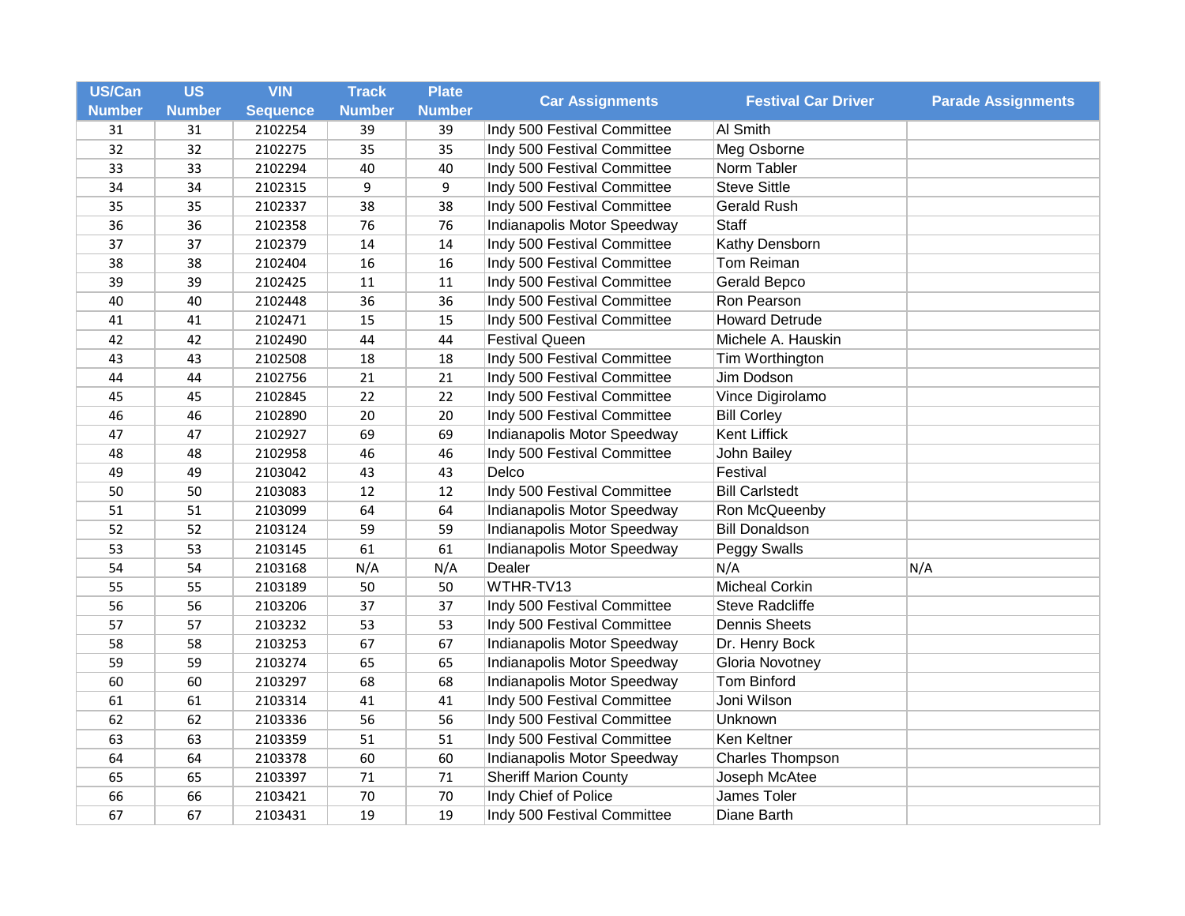| US/Can Number | US Number | VIN Sequence | Track Number | Plate Number | Car Assignments | Festival Car Driver | Parade Assignments |
|---|---|---|---|---|---|---|---|
| 31 | 31 | 2102254 | 39 | 39 | Indy 500 Festival Committee | Al Smith | |
| 32 | 32 | 2102275 | 35 | 35 | Indy 500 Festival Committee | Meg Osborne | |
| 33 | 33 | 2102294 | 40 | 40 | Indy 500 Festival Committee | Norm Tabler | |
| 34 | 34 | 2102315 | 9 | 9 | Indy 500 Festival Committee | Steve Sittle | |
| 35 | 35 | 2102337 | 38 | 38 | Indy 500 Festival Committee | Gerald Rush | |
| 36 | 36 | 2102358 | 76 | 76 | Indianapolis Motor Speedway | Staff | |
| 37 | 37 | 2102379 | 14 | 14 | Indy 500 Festival Committee | Kathy Densborn | |
| 38 | 38 | 2102404 | 16 | 16 | Indy 500 Festival Committee | Tom Reiman | |
| 39 | 39 | 2102425 | 11 | 11 | Indy 500 Festival Committee | Gerald Bepco | |
| 40 | 40 | 2102448 | 36 | 36 | Indy 500 Festival Committee | Ron Pearson | |
| 41 | 41 | 2102471 | 15 | 15 | Indy 500 Festival Committee | Howard Detrude | |
| 42 | 42 | 2102490 | 44 | 44 | Festival Queen | Michele A. Hauskin | |
| 43 | 43 | 2102508 | 18 | 18 | Indy 500 Festival Committee | Tim Worthington | |
| 44 | 44 | 2102756 | 21 | 21 | Indy 500 Festival Committee | Jim Dodson | |
| 45 | 45 | 2102845 | 22 | 22 | Indy 500 Festival Committee | Vince Digirolamo | |
| 46 | 46 | 2102890 | 20 | 20 | Indy 500 Festival Committee | Bill Corley | |
| 47 | 47 | 2102927 | 69 | 69 | Indianapolis Motor Speedway | Kent Liffick | |
| 48 | 48 | 2102958 | 46 | 46 | Indy 500 Festival Committee | John Bailey | |
| 49 | 49 | 2103042 | 43 | 43 | Delco | Festival | |
| 50 | 50 | 2103083 | 12 | 12 | Indy 500 Festival Committee | Bill Carlstedt | |
| 51 | 51 | 2103099 | 64 | 64 | Indianapolis Motor Speedway | Ron McQueenby | |
| 52 | 52 | 2103124 | 59 | 59 | Indianapolis Motor Speedway | Bill Donaldson | |
| 53 | 53 | 2103145 | 61 | 61 | Indianapolis Motor Speedway | Peggy Swalls | |
| 54 | 54 | 2103168 | N/A | N/A | Dealer | N/A | N/A |
| 55 | 55 | 2103189 | 50 | 50 | WTHR-TV13 | Micheal Corkin | |
| 56 | 56 | 2103206 | 37 | 37 | Indy 500 Festival Committee | Steve Radcliffe | |
| 57 | 57 | 2103232 | 53 | 53 | Indy 500 Festival Committee | Dennis Sheets | |
| 58 | 58 | 2103253 | 67 | 67 | Indianapolis Motor Speedway | Dr. Henry Bock | |
| 59 | 59 | 2103274 | 65 | 65 | Indianapolis Motor Speedway | Gloria Novotney | |
| 60 | 60 | 2103297 | 68 | 68 | Indianapolis Motor Speedway | Tom Binford | |
| 61 | 61 | 2103314 | 41 | 41 | Indy 500 Festival Committee | Joni Wilson | |
| 62 | 62 | 2103336 | 56 | 56 | Indy 500 Festival Committee | Unknown | |
| 63 | 63 | 2103359 | 51 | 51 | Indy 500 Festival Committee | Ken Keltner | |
| 64 | 64 | 2103378 | 60 | 60 | Indianapolis Motor Speedway | Charles Thompson | |
| 65 | 65 | 2103397 | 71 | 71 | Sheriff Marion County | Joseph McAtee | |
| 66 | 66 | 2103421 | 70 | 70 | Indy Chief of Police | James Toler | |
| 67 | 67 | 2103431 | 19 | 19 | Indy 500 Festival Committee | Diane Barth | |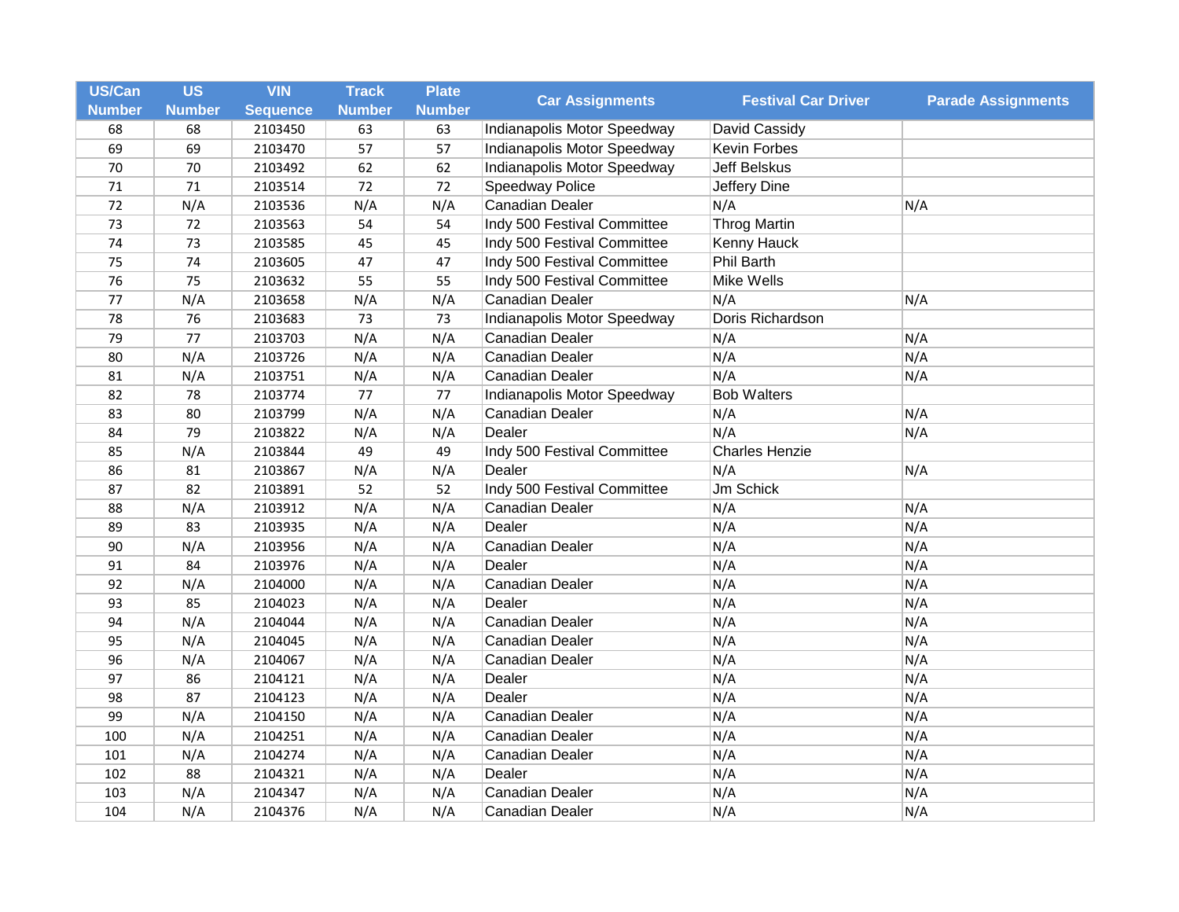| US/Can Number | US Number | VIN Sequence | Track Number | Plate Number | Car Assignments | Festival Car Driver | Parade Assignments |
|---|---|---|---|---|---|---|---|
| 68 | 68 | 2103450 | 63 | 63 | Indianapolis Motor Speedway | David Cassidy | |
| 69 | 69 | 2103470 | 57 | 57 | Indianapolis Motor Speedway | Kevin Forbes | |
| 70 | 70 | 2103492 | 62 | 62 | Indianapolis Motor Speedway | Jeff Belskus | |
| 71 | 71 | 2103514 | 72 | 72 | Speedway Police | Jeffery Dine | |
| 72 | N/A | 2103536 | N/A | N/A | Canadian Dealer | N/A | N/A |
| 73 | 72 | 2103563 | 54 | 54 | Indy 500 Festival Committee | Throg Martin | |
| 74 | 73 | 2103585 | 45 | 45 | Indy 500 Festival Committee | Kenny Hauck | |
| 75 | 74 | 2103605 | 47 | 47 | Indy 500 Festival Committee | Phil Barth | |
| 76 | 75 | 2103632 | 55 | 55 | Indy 500 Festival Committee | Mike Wells | |
| 77 | N/A | 2103658 | N/A | N/A | Canadian Dealer | N/A | N/A |
| 78 | 76 | 2103683 | 73 | 73 | Indianapolis Motor Speedway | Doris Richardson | |
| 79 | 77 | 2103703 | N/A | N/A | Canadian Dealer | N/A | N/A |
| 80 | N/A | 2103726 | N/A | N/A | Canadian Dealer | N/A | N/A |
| 81 | N/A | 2103751 | N/A | N/A | Canadian Dealer | N/A | N/A |
| 82 | 78 | 2103774 | 77 | 77 | Indianapolis Motor Speedway | Bob Walters | |
| 83 | 80 | 2103799 | N/A | N/A | Canadian Dealer | N/A | N/A |
| 84 | 79 | 2103822 | N/A | N/A | Dealer | N/A | N/A |
| 85 | N/A | 2103844 | 49 | 49 | Indy 500 Festival Committee | Charles Henzie | |
| 86 | 81 | 2103867 | N/A | N/A | Dealer | N/A | N/A |
| 87 | 82 | 2103891 | 52 | 52 | Indy 500 Festival Committee | Jm Schick | |
| 88 | N/A | 2103912 | N/A | N/A | Canadian Dealer | N/A | N/A |
| 89 | 83 | 2103935 | N/A | N/A | Dealer | N/A | N/A |
| 90 | N/A | 2103956 | N/A | N/A | Canadian Dealer | N/A | N/A |
| 91 | 84 | 2103976 | N/A | N/A | Dealer | N/A | N/A |
| 92 | N/A | 2104000 | N/A | N/A | Canadian Dealer | N/A | N/A |
| 93 | 85 | 2104023 | N/A | N/A | Dealer | N/A | N/A |
| 94 | N/A | 2104044 | N/A | N/A | Canadian Dealer | N/A | N/A |
| 95 | N/A | 2104045 | N/A | N/A | Canadian Dealer | N/A | N/A |
| 96 | N/A | 2104067 | N/A | N/A | Canadian Dealer | N/A | N/A |
| 97 | 86 | 2104121 | N/A | N/A | Dealer | N/A | N/A |
| 98 | 87 | 2104123 | N/A | N/A | Dealer | N/A | N/A |
| 99 | N/A | 2104150 | N/A | N/A | Canadian Dealer | N/A | N/A |
| 100 | N/A | 2104251 | N/A | N/A | Canadian Dealer | N/A | N/A |
| 101 | N/A | 2104274 | N/A | N/A | Canadian Dealer | N/A | N/A |
| 102 | 88 | 2104321 | N/A | N/A | Dealer | N/A | N/A |
| 103 | N/A | 2104347 | N/A | N/A | Canadian Dealer | N/A | N/A |
| 104 | N/A | 2104376 | N/A | N/A | Canadian Dealer | N/A | N/A |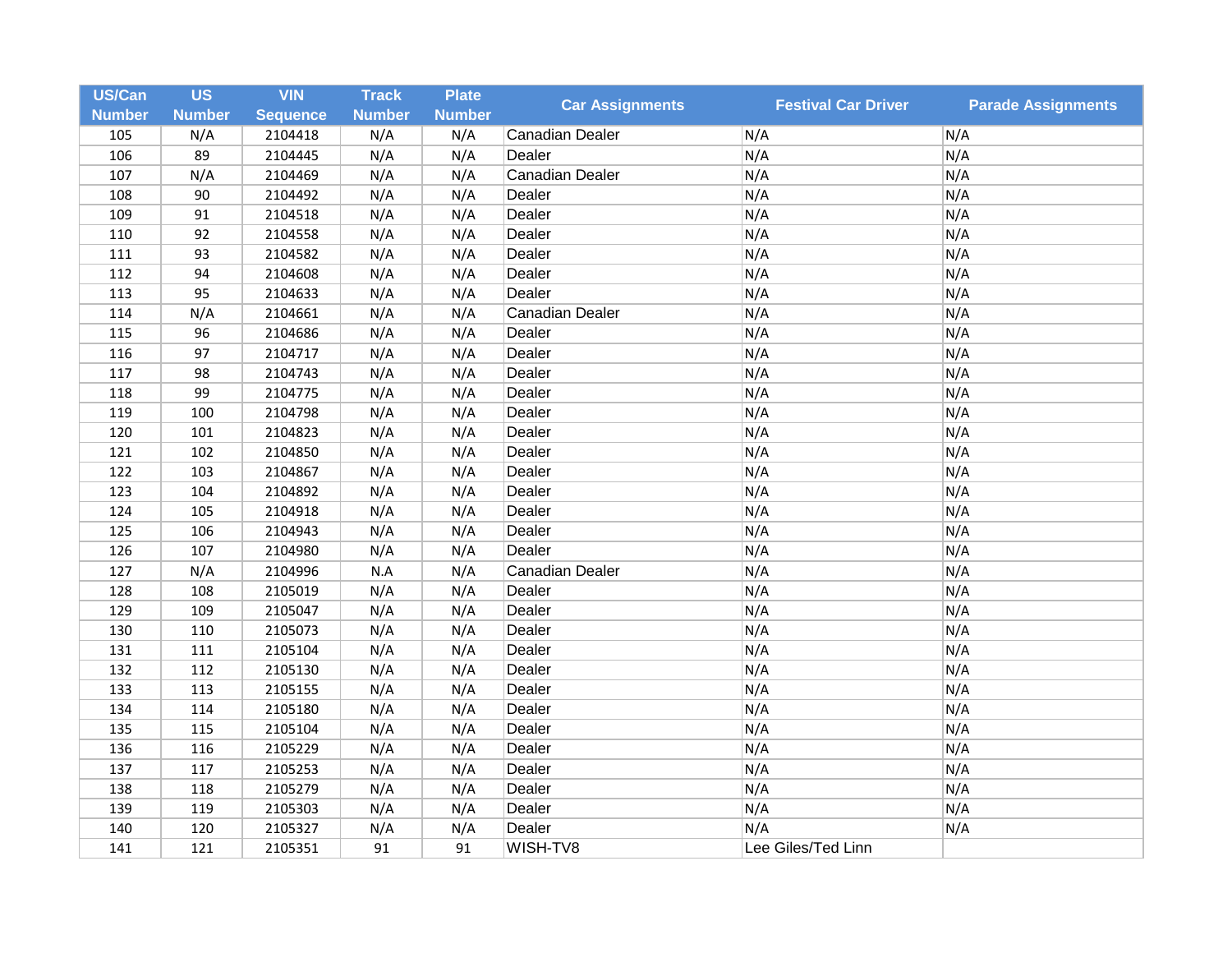| US/Can Number | US Number | VIN Sequence | Track Number | Plate Number | Car Assignments | Festival Car Driver | Parade Assignments |
|---|---|---|---|---|---|---|---|
| 105 | N/A | 2104418 | N/A | N/A | Canadian Dealer | N/A | N/A |
| 106 | 89 | 2104445 | N/A | N/A | Dealer | N/A | N/A |
| 107 | N/A | 2104469 | N/A | N/A | Canadian Dealer | N/A | N/A |
| 108 | 90 | 2104492 | N/A | N/A | Dealer | N/A | N/A |
| 109 | 91 | 2104518 | N/A | N/A | Dealer | N/A | N/A |
| 110 | 92 | 2104558 | N/A | N/A | Dealer | N/A | N/A |
| 111 | 93 | 2104582 | N/A | N/A | Dealer | N/A | N/A |
| 112 | 94 | 2104608 | N/A | N/A | Dealer | N/A | N/A |
| 113 | 95 | 2104633 | N/A | N/A | Dealer | N/A | N/A |
| 114 | N/A | 2104661 | N/A | N/A | Canadian Dealer | N/A | N/A |
| 115 | 96 | 2104686 | N/A | N/A | Dealer | N/A | N/A |
| 116 | 97 | 2104717 | N/A | N/A | Dealer | N/A | N/A |
| 117 | 98 | 2104743 | N/A | N/A | Dealer | N/A | N/A |
| 118 | 99 | 2104775 | N/A | N/A | Dealer | N/A | N/A |
| 119 | 100 | 2104798 | N/A | N/A | Dealer | N/A | N/A |
| 120 | 101 | 2104823 | N/A | N/A | Dealer | N/A | N/A |
| 121 | 102 | 2104850 | N/A | N/A | Dealer | N/A | N/A |
| 122 | 103 | 2104867 | N/A | N/A | Dealer | N/A | N/A |
| 123 | 104 | 2104892 | N/A | N/A | Dealer | N/A | N/A |
| 124 | 105 | 2104918 | N/A | N/A | Dealer | N/A | N/A |
| 125 | 106 | 2104943 | N/A | N/A | Dealer | N/A | N/A |
| 126 | 107 | 2104980 | N/A | N/A | Dealer | N/A | N/A |
| 127 | N/A | 2104996 | N.A | N/A | Canadian Dealer | N/A | N/A |
| 128 | 108 | 2105019 | N/A | N/A | Dealer | N/A | N/A |
| 129 | 109 | 2105047 | N/A | N/A | Dealer | N/A | N/A |
| 130 | 110 | 2105073 | N/A | N/A | Dealer | N/A | N/A |
| 131 | 111 | 2105104 | N/A | N/A | Dealer | N/A | N/A |
| 132 | 112 | 2105130 | N/A | N/A | Dealer | N/A | N/A |
| 133 | 113 | 2105155 | N/A | N/A | Dealer | N/A | N/A |
| 134 | 114 | 2105180 | N/A | N/A | Dealer | N/A | N/A |
| 135 | 115 | 2105104 | N/A | N/A | Dealer | N/A | N/A |
| 136 | 116 | 2105229 | N/A | N/A | Dealer | N/A | N/A |
| 137 | 117 | 2105253 | N/A | N/A | Dealer | N/A | N/A |
| 138 | 118 | 2105279 | N/A | N/A | Dealer | N/A | N/A |
| 139 | 119 | 2105303 | N/A | N/A | Dealer | N/A | N/A |
| 140 | 120 | 2105327 | N/A | N/A | Dealer | N/A | N/A |
| 141 | 121 | 2105351 | 91 | 91 | WISH-TV8 | Lee Giles/Ted Linn | |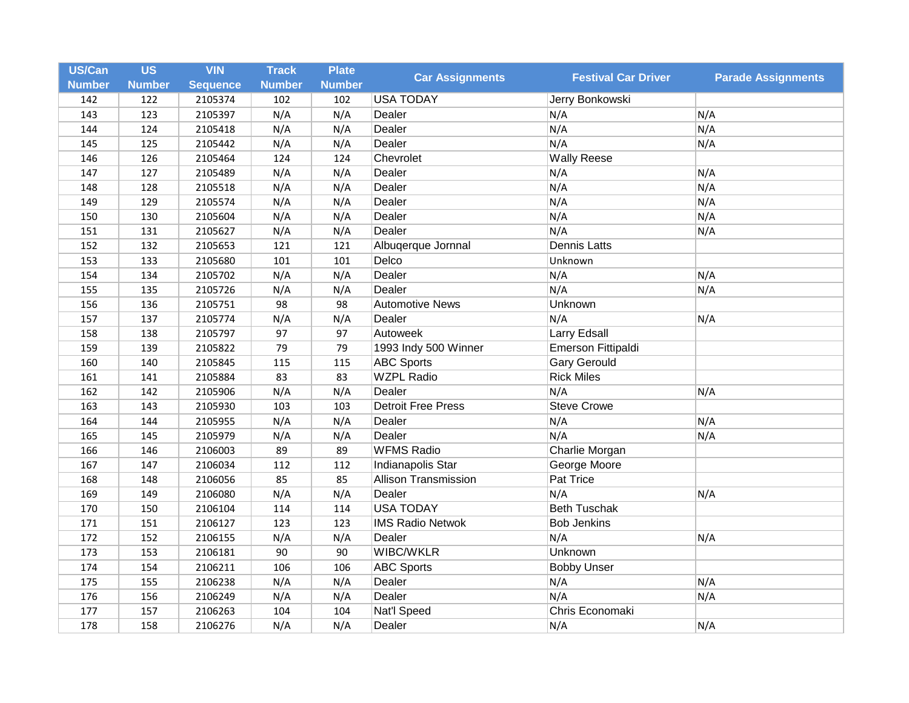| US/Can Number | US Number | VIN Sequence | Track Number | Plate Number | Car Assignments | Festival Car Driver | Parade Assignments |
|---|---|---|---|---|---|---|---|
| 142 | 122 | 2105374 | 102 | 102 | USA TODAY | Jerry Bonkowski | |
| 143 | 123 | 2105397 | N/A | N/A | Dealer | N/A | N/A |
| 144 | 124 | 2105418 | N/A | N/A | Dealer | N/A | N/A |
| 145 | 125 | 2105442 | N/A | N/A | Dealer | N/A | N/A |
| 146 | 126 | 2105464 | 124 | 124 | Chevrolet | Wally Reese | |
| 147 | 127 | 2105489 | N/A | N/A | Dealer | N/A | N/A |
| 148 | 128 | 2105518 | N/A | N/A | Dealer | N/A | N/A |
| 149 | 129 | 2105574 | N/A | N/A | Dealer | N/A | N/A |
| 150 | 130 | 2105604 | N/A | N/A | Dealer | N/A | N/A |
| 151 | 131 | 2105627 | N/A | N/A | Dealer | N/A | N/A |
| 152 | 132 | 2105653 | 121 | 121 | Albuqerque Jornnal | Dennis Latts | |
| 153 | 133 | 2105680 | 101 | 101 | Delco | Unknown | |
| 154 | 134 | 2105702 | N/A | N/A | Dealer | N/A | N/A |
| 155 | 135 | 2105726 | N/A | N/A | Dealer | N/A | N/A |
| 156 | 136 | 2105751 | 98 | 98 | Automotive News | Unknown | |
| 157 | 137 | 2105774 | N/A | N/A | Dealer | N/A | N/A |
| 158 | 138 | 2105797 | 97 | 97 | Autoweek | Larry Edsall | |
| 159 | 139 | 2105822 | 79 | 79 | 1993 Indy 500 Winner | Emerson Fittipaldi | |
| 160 | 140 | 2105845 | 115 | 115 | ABC Sports | Gary Gerould | |
| 161 | 141 | 2105884 | 83 | 83 | WZPL Radio | Rick Miles | |
| 162 | 142 | 2105906 | N/A | N/A | Dealer | N/A | N/A |
| 163 | 143 | 2105930 | 103 | 103 | Detroit Free Press | Steve Crowe | |
| 164 | 144 | 2105955 | N/A | N/A | Dealer | N/A | N/A |
| 165 | 145 | 2105979 | N/A | N/A | Dealer | N/A | N/A |
| 166 | 146 | 2106003 | 89 | 89 | WFMS Radio | Charlie Morgan | |
| 167 | 147 | 2106034 | 112 | 112 | Indianapolis Star | George Moore | |
| 168 | 148 | 2106056 | 85 | 85 | Allison Transmission | Pat Trice | |
| 169 | 149 | 2106080 | N/A | N/A | Dealer | N/A | N/A |
| 170 | 150 | 2106104 | 114 | 114 | USA TODAY | Beth Tuschak | |
| 171 | 151 | 2106127 | 123 | 123 | IMS Radio Netwok | Bob Jenkins | |
| 172 | 152 | 2106155 | N/A | N/A | Dealer | N/A | N/A |
| 173 | 153 | 2106181 | 90 | 90 | WIBC/WKLR | Unknown | |
| 174 | 154 | 2106211 | 106 | 106 | ABC Sports | Bobby Unser | |
| 175 | 155 | 2106238 | N/A | N/A | Dealer | N/A | N/A |
| 176 | 156 | 2106249 | N/A | N/A | Dealer | N/A | N/A |
| 177 | 157 | 2106263 | 104 | 104 | Nat'l Speed | Chris Economaki | |
| 178 | 158 | 2106276 | N/A | N/A | Dealer | N/A | N/A |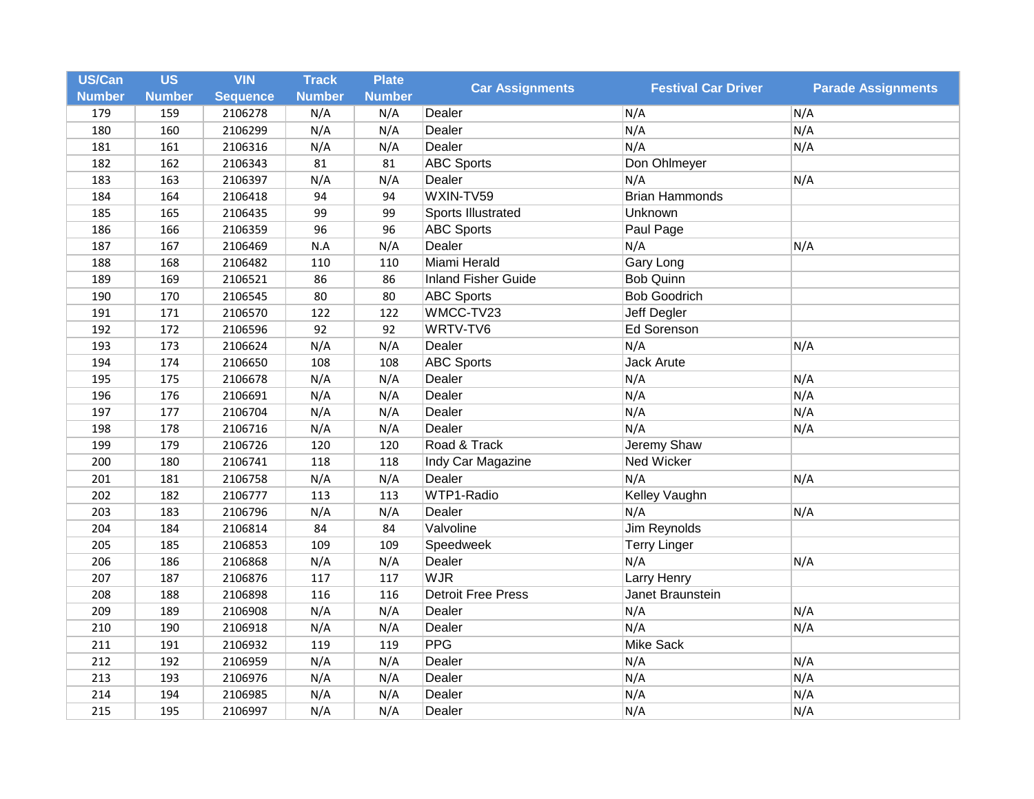| US/Can Number | US Number | VIN Sequence | Track Number | Plate Number | Car Assignments | Festival Car Driver | Parade Assignments |
|---|---|---|---|---|---|---|---|
| 179 | 159 | 2106278 | N/A | N/A | Dealer | N/A | N/A |
| 180 | 160 | 2106299 | N/A | N/A | Dealer | N/A | N/A |
| 181 | 161 | 2106316 | N/A | N/A | Dealer | N/A | N/A |
| 182 | 162 | 2106343 | 81 | 81 | ABC Sports | Don Ohlmeyer | |
| 183 | 163 | 2106397 | N/A | N/A | Dealer | N/A | N/A |
| 184 | 164 | 2106418 | 94 | 94 | WXIN-TV59 | Brian Hammonds | |
| 185 | 165 | 2106435 | 99 | 99 | Sports Illustrated | Unknown | |
| 186 | 166 | 2106359 | 96 | 96 | ABC Sports | Paul Page | |
| 187 | 167 | 2106469 | N.A | N/A | Dealer | N/A | N/A |
| 188 | 168 | 2106482 | 110 | 110 | Miami Herald | Gary Long | |
| 189 | 169 | 2106521 | 86 | 86 | Inland Fisher Guide | Bob Quinn | |
| 190 | 170 | 2106545 | 80 | 80 | ABC Sports | Bob Goodrich | |
| 191 | 171 | 2106570 | 122 | 122 | WMCC-TV23 | Jeff Degler | |
| 192 | 172 | 2106596 | 92 | 92 | WRTV-TV6 | Ed Sorenson | |
| 193 | 173 | 2106624 | N/A | N/A | Dealer | N/A | N/A |
| 194 | 174 | 2106650 | 108 | 108 | ABC Sports | Jack Arute | |
| 195 | 175 | 2106678 | N/A | N/A | Dealer | N/A | N/A |
| 196 | 176 | 2106691 | N/A | N/A | Dealer | N/A | N/A |
| 197 | 177 | 2106704 | N/A | N/A | Dealer | N/A | N/A |
| 198 | 178 | 2106716 | N/A | N/A | Dealer | N/A | N/A |
| 199 | 179 | 2106726 | 120 | 120 | Road & Track | Jeremy Shaw | |
| 200 | 180 | 2106741 | 118 | 118 | Indy Car Magazine | Ned Wicker | |
| 201 | 181 | 2106758 | N/A | N/A | Dealer | N/A | N/A |
| 202 | 182 | 2106777 | 113 | 113 | WTP1-Radio | Kelley Vaughn | |
| 203 | 183 | 2106796 | N/A | N/A | Dealer | N/A | N/A |
| 204 | 184 | 2106814 | 84 | 84 | Valvoline | Jim Reynolds | |
| 205 | 185 | 2106853 | 109 | 109 | Speedweek | Terry Linger | |
| 206 | 186 | 2106868 | N/A | N/A | Dealer | N/A | N/A |
| 207 | 187 | 2106876 | 117 | 117 | WJR | Larry Henry | |
| 208 | 188 | 2106898 | 116 | 116 | Detroit Free Press | Janet Braunstein | |
| 209 | 189 | 2106908 | N/A | N/A | Dealer | N/A | N/A |
| 210 | 190 | 2106918 | N/A | N/A | Dealer | N/A | N/A |
| 211 | 191 | 2106932 | 119 | 119 | PPG | Mike Sack | |
| 212 | 192 | 2106959 | N/A | N/A | Dealer | N/A | N/A |
| 213 | 193 | 2106976 | N/A | N/A | Dealer | N/A | N/A |
| 214 | 194 | 2106985 | N/A | N/A | Dealer | N/A | N/A |
| 215 | 195 | 2106997 | N/A | N/A | Dealer | N/A | N/A |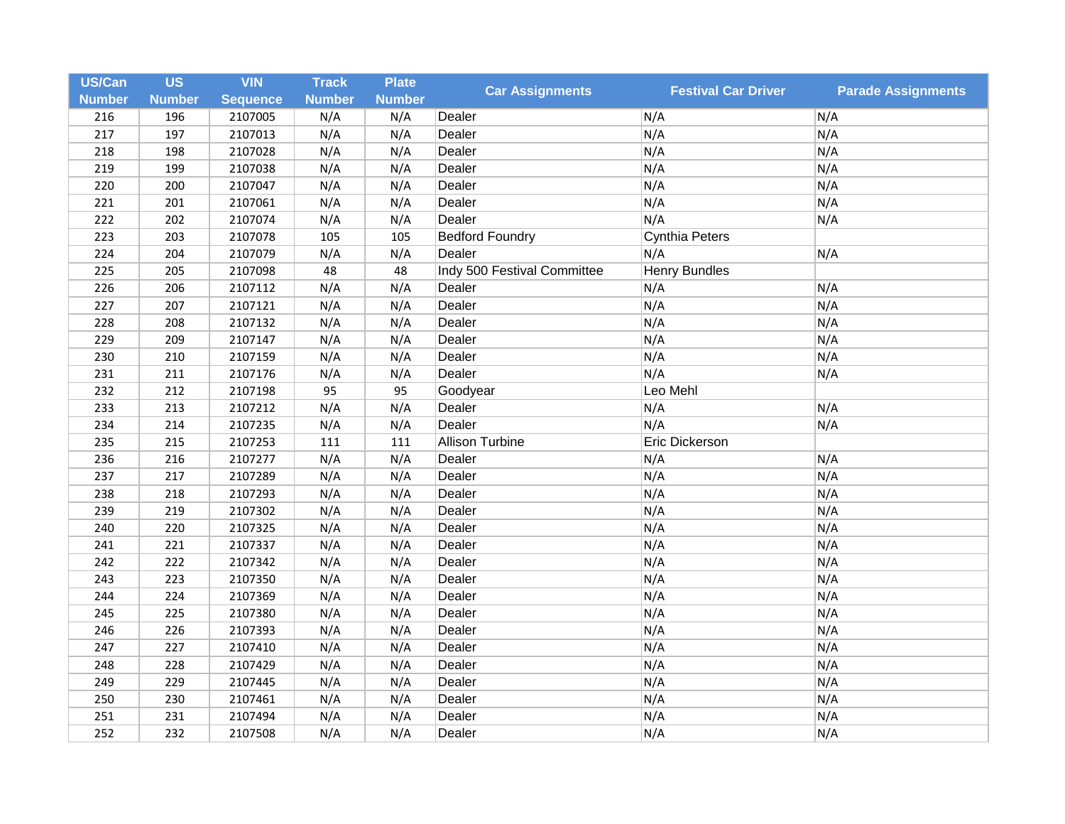| US/Can Number | US Number | VIN Sequence | Track Number | Plate Number | Car Assignments | Festival Car Driver | Parade Assignments |
|---|---|---|---|---|---|---|---|
| 216 | 196 | 2107005 | N/A | N/A | Dealer | N/A | N/A |
| 217 | 197 | 2107013 | N/A | N/A | Dealer | N/A | N/A |
| 218 | 198 | 2107028 | N/A | N/A | Dealer | N/A | N/A |
| 219 | 199 | 2107038 | N/A | N/A | Dealer | N/A | N/A |
| 220 | 200 | 2107047 | N/A | N/A | Dealer | N/A | N/A |
| 221 | 201 | 2107061 | N/A | N/A | Dealer | N/A | N/A |
| 222 | 202 | 2107074 | N/A | N/A | Dealer | N/A | N/A |
| 223 | 203 | 2107078 | 105 | 105 | Bedford Foundry | Cynthia Peters | |
| 224 | 204 | 2107079 | N/A | N/A | Dealer | N/A | N/A |
| 225 | 205 | 2107098 | 48 | 48 | Indy 500 Festival Committee | Henry Bundles | |
| 226 | 206 | 2107112 | N/A | N/A | Dealer | N/A | N/A |
| 227 | 207 | 2107121 | N/A | N/A | Dealer | N/A | N/A |
| 228 | 208 | 2107132 | N/A | N/A | Dealer | N/A | N/A |
| 229 | 209 | 2107147 | N/A | N/A | Dealer | N/A | N/A |
| 230 | 210 | 2107159 | N/A | N/A | Dealer | N/A | N/A |
| 231 | 211 | 2107176 | N/A | N/A | Dealer | N/A | N/A |
| 232 | 212 | 2107198 | 95 | 95 | Goodyear | Leo Mehl | |
| 233 | 213 | 2107212 | N/A | N/A | Dealer | N/A | N/A |
| 234 | 214 | 2107235 | N/A | N/A | Dealer | N/A | N/A |
| 235 | 215 | 2107253 | 111 | 111 | Allison Turbine | Eric Dickerson | |
| 236 | 216 | 2107277 | N/A | N/A | Dealer | N/A | N/A |
| 237 | 217 | 2107289 | N/A | N/A | Dealer | N/A | N/A |
| 238 | 218 | 2107293 | N/A | N/A | Dealer | N/A | N/A |
| 239 | 219 | 2107302 | N/A | N/A | Dealer | N/A | N/A |
| 240 | 220 | 2107325 | N/A | N/A | Dealer | N/A | N/A |
| 241 | 221 | 2107337 | N/A | N/A | Dealer | N/A | N/A |
| 242 | 222 | 2107342 | N/A | N/A | Dealer | N/A | N/A |
| 243 | 223 | 2107350 | N/A | N/A | Dealer | N/A | N/A |
| 244 | 224 | 2107369 | N/A | N/A | Dealer | N/A | N/A |
| 245 | 225 | 2107380 | N/A | N/A | Dealer | N/A | N/A |
| 246 | 226 | 2107393 | N/A | N/A | Dealer | N/A | N/A |
| 247 | 227 | 2107410 | N/A | N/A | Dealer | N/A | N/A |
| 248 | 228 | 2107429 | N/A | N/A | Dealer | N/A | N/A |
| 249 | 229 | 2107445 | N/A | N/A | Dealer | N/A | N/A |
| 250 | 230 | 2107461 | N/A | N/A | Dealer | N/A | N/A |
| 251 | 231 | 2107494 | N/A | N/A | Dealer | N/A | N/A |
| 252 | 232 | 2107508 | N/A | N/A | Dealer | N/A | N/A |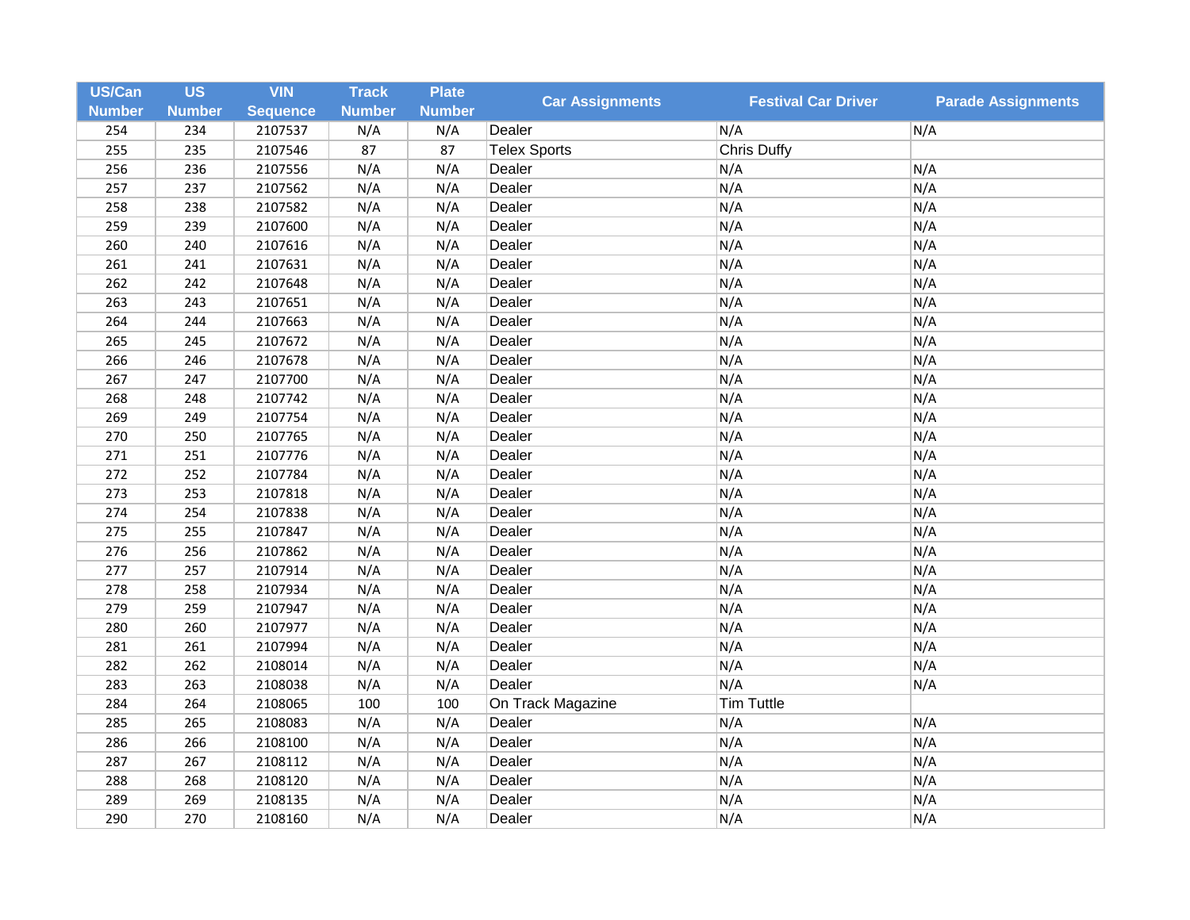| US/Can Number | US Number | VIN Sequence | Track Number | Plate Number | Car Assignments | Festival Car Driver | Parade Assignments |
|---|---|---|---|---|---|---|---|
| 254 | 234 | 2107537 | N/A | N/A | Dealer | N/A | N/A |
| 255 | 235 | 2107546 | 87 | 87 | Telex Sports | Chris Duffy | |
| 256 | 236 | 2107556 | N/A | N/A | Dealer | N/A | N/A |
| 257 | 237 | 2107562 | N/A | N/A | Dealer | N/A | N/A |
| 258 | 238 | 2107582 | N/A | N/A | Dealer | N/A | N/A |
| 259 | 239 | 2107600 | N/A | N/A | Dealer | N/A | N/A |
| 260 | 240 | 2107616 | N/A | N/A | Dealer | N/A | N/A |
| 261 | 241 | 2107631 | N/A | N/A | Dealer | N/A | N/A |
| 262 | 242 | 2107648 | N/A | N/A | Dealer | N/A | N/A |
| 263 | 243 | 2107651 | N/A | N/A | Dealer | N/A | N/A |
| 264 | 244 | 2107663 | N/A | N/A | Dealer | N/A | N/A |
| 265 | 245 | 2107672 | N/A | N/A | Dealer | N/A | N/A |
| 266 | 246 | 2107678 | N/A | N/A | Dealer | N/A | N/A |
| 267 | 247 | 2107700 | N/A | N/A | Dealer | N/A | N/A |
| 268 | 248 | 2107742 | N/A | N/A | Dealer | N/A | N/A |
| 269 | 249 | 2107754 | N/A | N/A | Dealer | N/A | N/A |
| 270 | 250 | 2107765 | N/A | N/A | Dealer | N/A | N/A |
| 271 | 251 | 2107776 | N/A | N/A | Dealer | N/A | N/A |
| 272 | 252 | 2107784 | N/A | N/A | Dealer | N/A | N/A |
| 273 | 253 | 2107818 | N/A | N/A | Dealer | N/A | N/A |
| 274 | 254 | 2107838 | N/A | N/A | Dealer | N/A | N/A |
| 275 | 255 | 2107847 | N/A | N/A | Dealer | N/A | N/A |
| 276 | 256 | 2107862 | N/A | N/A | Dealer | N/A | N/A |
| 277 | 257 | 2107914 | N/A | N/A | Dealer | N/A | N/A |
| 278 | 258 | 2107934 | N/A | N/A | Dealer | N/A | N/A |
| 279 | 259 | 2107947 | N/A | N/A | Dealer | N/A | N/A |
| 280 | 260 | 2107977 | N/A | N/A | Dealer | N/A | N/A |
| 281 | 261 | 2107994 | N/A | N/A | Dealer | N/A | N/A |
| 282 | 262 | 2108014 | N/A | N/A | Dealer | N/A | N/A |
| 283 | 263 | 2108038 | N/A | N/A | Dealer | N/A | N/A |
| 284 | 264 | 2108065 | 100 | 100 | On Track Magazine | Tim Tuttle | |
| 285 | 265 | 2108083 | N/A | N/A | Dealer | N/A | N/A |
| 286 | 266 | 2108100 | N/A | N/A | Dealer | N/A | N/A |
| 287 | 267 | 2108112 | N/A | N/A | Dealer | N/A | N/A |
| 288 | 268 | 2108120 | N/A | N/A | Dealer | N/A | N/A |
| 289 | 269 | 2108135 | N/A | N/A | Dealer | N/A | N/A |
| 290 | 270 | 2108160 | N/A | N/A | Dealer | N/A | N/A |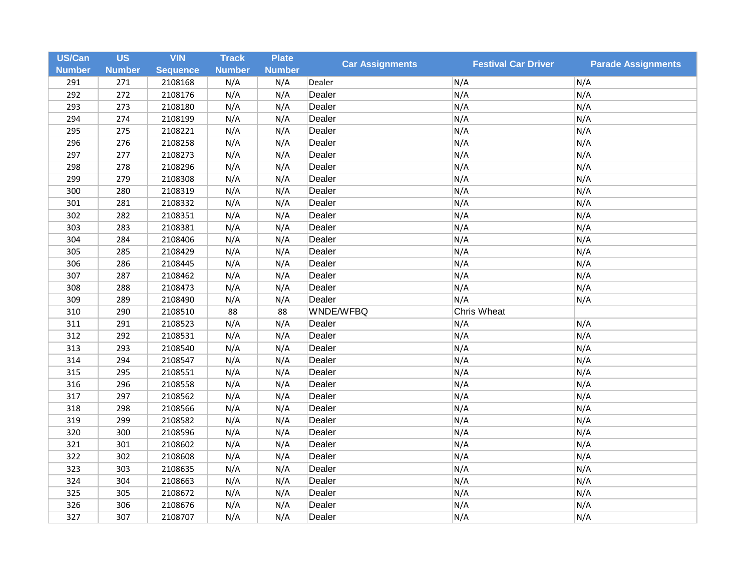| US/Can Number | US Number | VIN Sequence | Track Number | Plate Number | Car Assignments | Festival Car Driver | Parade Assignments |
|---|---|---|---|---|---|---|---|
| 291 | 271 | 2108168 | N/A | N/A | Dealer | N/A | N/A |
| 292 | 272 | 2108176 | N/A | N/A | Dealer | N/A | N/A |
| 293 | 273 | 2108180 | N/A | N/A | Dealer | N/A | N/A |
| 294 | 274 | 2108199 | N/A | N/A | Dealer | N/A | N/A |
| 295 | 275 | 2108221 | N/A | N/A | Dealer | N/A | N/A |
| 296 | 276 | 2108258 | N/A | N/A | Dealer | N/A | N/A |
| 297 | 277 | 2108273 | N/A | N/A | Dealer | N/A | N/A |
| 298 | 278 | 2108296 | N/A | N/A | Dealer | N/A | N/A |
| 299 | 279 | 2108308 | N/A | N/A | Dealer | N/A | N/A |
| 300 | 280 | 2108319 | N/A | N/A | Dealer | N/A | N/A |
| 301 | 281 | 2108332 | N/A | N/A | Dealer | N/A | N/A |
| 302 | 282 | 2108351 | N/A | N/A | Dealer | N/A | N/A |
| 303 | 283 | 2108381 | N/A | N/A | Dealer | N/A | N/A |
| 304 | 284 | 2108406 | N/A | N/A | Dealer | N/A | N/A |
| 305 | 285 | 2108429 | N/A | N/A | Dealer | N/A | N/A |
| 306 | 286 | 2108445 | N/A | N/A | Dealer | N/A | N/A |
| 307 | 287 | 2108462 | N/A | N/A | Dealer | N/A | N/A |
| 308 | 288 | 2108473 | N/A | N/A | Dealer | N/A | N/A |
| 309 | 289 | 2108490 | N/A | N/A | Dealer | N/A | N/A |
| 310 | 290 | 2108510 | 88 | 88 | WNDE/WFBQ | Chris Wheat | |
| 311 | 291 | 2108523 | N/A | N/A | Dealer | N/A | N/A |
| 312 | 292 | 2108531 | N/A | N/A | Dealer | N/A | N/A |
| 313 | 293 | 2108540 | N/A | N/A | Dealer | N/A | N/A |
| 314 | 294 | 2108547 | N/A | N/A | Dealer | N/A | N/A |
| 315 | 295 | 2108551 | N/A | N/A | Dealer | N/A | N/A |
| 316 | 296 | 2108558 | N/A | N/A | Dealer | N/A | N/A |
| 317 | 297 | 2108562 | N/A | N/A | Dealer | N/A | N/A |
| 318 | 298 | 2108566 | N/A | N/A | Dealer | N/A | N/A |
| 319 | 299 | 2108582 | N/A | N/A | Dealer | N/A | N/A |
| 320 | 300 | 2108596 | N/A | N/A | Dealer | N/A | N/A |
| 321 | 301 | 2108602 | N/A | N/A | Dealer | N/A | N/A |
| 322 | 302 | 2108608 | N/A | N/A | Dealer | N/A | N/A |
| 323 | 303 | 2108635 | N/A | N/A | Dealer | N/A | N/A |
| 324 | 304 | 2108663 | N/A | N/A | Dealer | N/A | N/A |
| 325 | 305 | 2108672 | N/A | N/A | Dealer | N/A | N/A |
| 326 | 306 | 2108676 | N/A | N/A | Dealer | N/A | N/A |
| 327 | 307 | 2108707 | N/A | N/A | Dealer | N/A | N/A |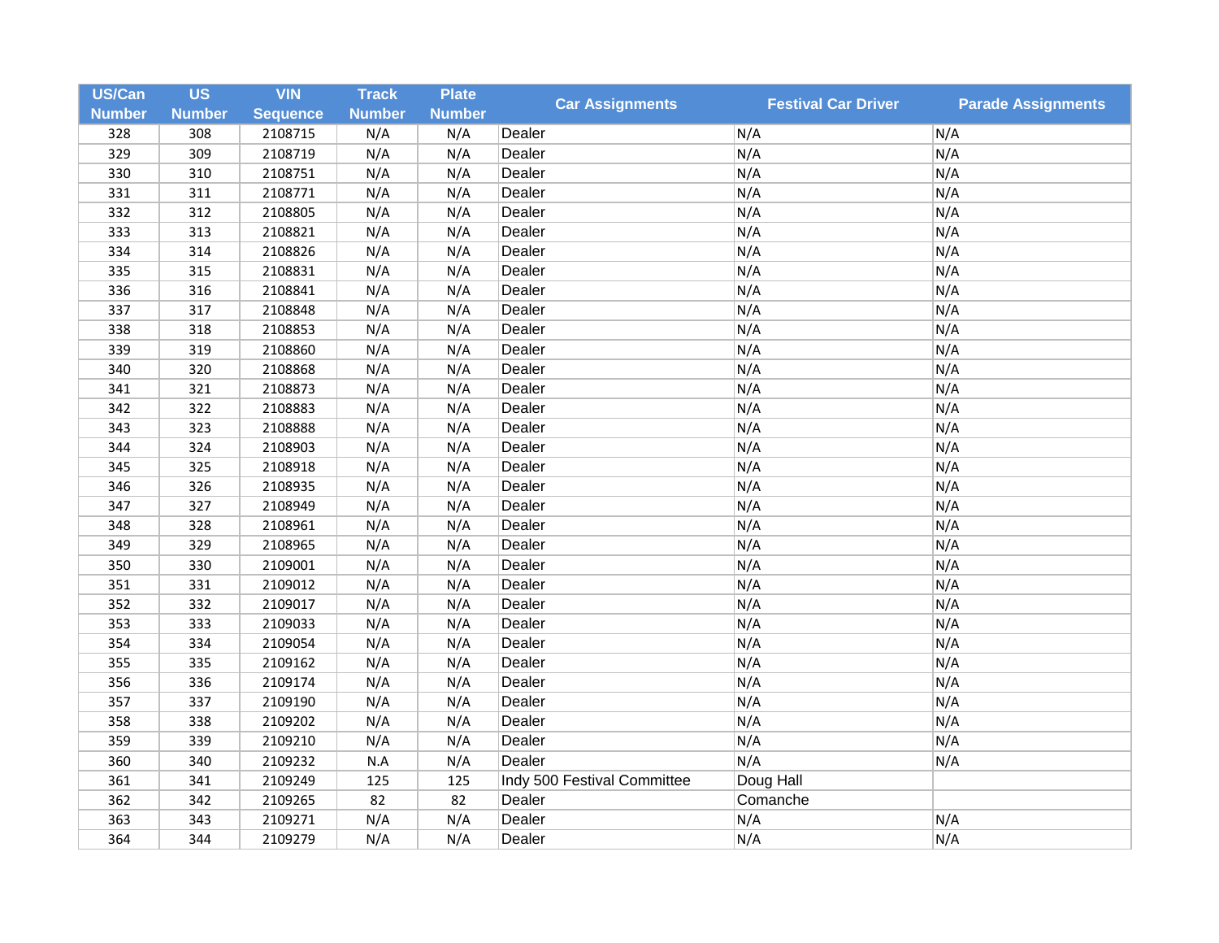| US/Can Number | US Number | VIN Sequence | Track Number | Plate Number | Car Assignments | Festival Car Driver | Parade Assignments |
|---|---|---|---|---|---|---|---|
| 328 | 308 | 2108715 | N/A | N/A | Dealer | N/A | N/A |
| 329 | 309 | 2108719 | N/A | N/A | Dealer | N/A | N/A |
| 330 | 310 | 2108751 | N/A | N/A | Dealer | N/A | N/A |
| 331 | 311 | 2108771 | N/A | N/A | Dealer | N/A | N/A |
| 332 | 312 | 2108805 | N/A | N/A | Dealer | N/A | N/A |
| 333 | 313 | 2108821 | N/A | N/A | Dealer | N/A | N/A |
| 334 | 314 | 2108826 | N/A | N/A | Dealer | N/A | N/A |
| 335 | 315 | 2108831 | N/A | N/A | Dealer | N/A | N/A |
| 336 | 316 | 2108841 | N/A | N/A | Dealer | N/A | N/A |
| 337 | 317 | 2108848 | N/A | N/A | Dealer | N/A | N/A |
| 338 | 318 | 2108853 | N/A | N/A | Dealer | N/A | N/A |
| 339 | 319 | 2108860 | N/A | N/A | Dealer | N/A | N/A |
| 340 | 320 | 2108868 | N/A | N/A | Dealer | N/A | N/A |
| 341 | 321 | 2108873 | N/A | N/A | Dealer | N/A | N/A |
| 342 | 322 | 2108883 | N/A | N/A | Dealer | N/A | N/A |
| 343 | 323 | 2108888 | N/A | N/A | Dealer | N/A | N/A |
| 344 | 324 | 2108903 | N/A | N/A | Dealer | N/A | N/A |
| 345 | 325 | 2108918 | N/A | N/A | Dealer | N/A | N/A |
| 346 | 326 | 2108935 | N/A | N/A | Dealer | N/A | N/A |
| 347 | 327 | 2108949 | N/A | N/A | Dealer | N/A | N/A |
| 348 | 328 | 2108961 | N/A | N/A | Dealer | N/A | N/A |
| 349 | 329 | 2108965 | N/A | N/A | Dealer | N/A | N/A |
| 350 | 330 | 2109001 | N/A | N/A | Dealer | N/A | N/A |
| 351 | 331 | 2109012 | N/A | N/A | Dealer | N/A | N/A |
| 352 | 332 | 2109017 | N/A | N/A | Dealer | N/A | N/A |
| 353 | 333 | 2109033 | N/A | N/A | Dealer | N/A | N/A |
| 354 | 334 | 2109054 | N/A | N/A | Dealer | N/A | N/A |
| 355 | 335 | 2109162 | N/A | N/A | Dealer | N/A | N/A |
| 356 | 336 | 2109174 | N/A | N/A | Dealer | N/A | N/A |
| 357 | 337 | 2109190 | N/A | N/A | Dealer | N/A | N/A |
| 358 | 338 | 2109202 | N/A | N/A | Dealer | N/A | N/A |
| 359 | 339 | 2109210 | N/A | N/A | Dealer | N/A | N/A |
| 360 | 340 | 2109232 | N.A | N/A | Dealer | N/A | N/A |
| 361 | 341 | 2109249 | 125 | 125 | Indy 500 Festival Committee | Doug Hall | |
| 362 | 342 | 2109265 | 82 | 82 | Dealer | Comanche | |
| 363 | 343 | 2109271 | N/A | N/A | Dealer | N/A | N/A |
| 364 | 344 | 2109279 | N/A | N/A | Dealer | N/A | N/A |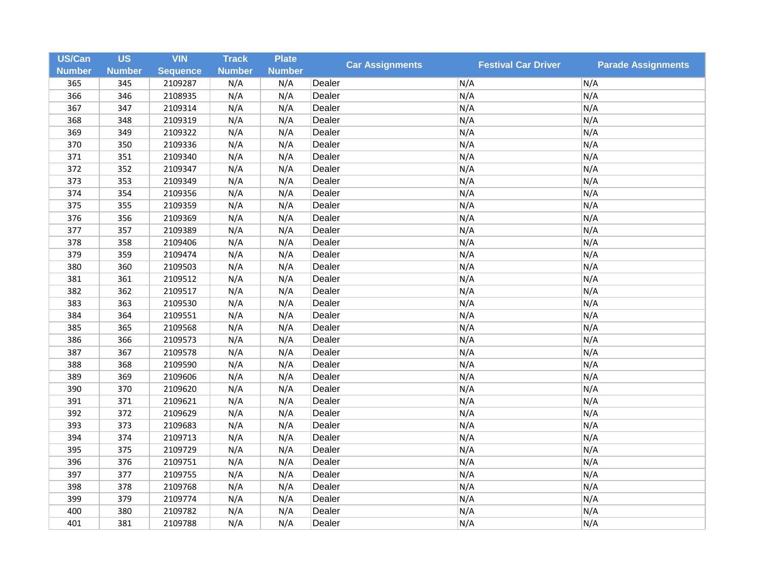| US/Can Number | US Number | VIN Sequence | Track Number | Plate Number | Car Assignments | Festival Car Driver | Parade Assignments |
|---|---|---|---|---|---|---|---|
| 365 | 345 | 2109287 | N/A | N/A | Dealer | N/A | N/A |
| 366 | 346 | 2108935 | N/A | N/A | Dealer | N/A | N/A |
| 367 | 347 | 2109314 | N/A | N/A | Dealer | N/A | N/A |
| 368 | 348 | 2109319 | N/A | N/A | Dealer | N/A | N/A |
| 369 | 349 | 2109322 | N/A | N/A | Dealer | N/A | N/A |
| 370 | 350 | 2109336 | N/A | N/A | Dealer | N/A | N/A |
| 371 | 351 | 2109340 | N/A | N/A | Dealer | N/A | N/A |
| 372 | 352 | 2109347 | N/A | N/A | Dealer | N/A | N/A |
| 373 | 353 | 2109349 | N/A | N/A | Dealer | N/A | N/A |
| 374 | 354 | 2109356 | N/A | N/A | Dealer | N/A | N/A |
| 375 | 355 | 2109359 | N/A | N/A | Dealer | N/A | N/A |
| 376 | 356 | 2109369 | N/A | N/A | Dealer | N/A | N/A |
| 377 | 357 | 2109389 | N/A | N/A | Dealer | N/A | N/A |
| 378 | 358 | 2109406 | N/A | N/A | Dealer | N/A | N/A |
| 379 | 359 | 2109474 | N/A | N/A | Dealer | N/A | N/A |
| 380 | 360 | 2109503 | N/A | N/A | Dealer | N/A | N/A |
| 381 | 361 | 2109512 | N/A | N/A | Dealer | N/A | N/A |
| 382 | 362 | 2109517 | N/A | N/A | Dealer | N/A | N/A |
| 383 | 363 | 2109530 | N/A | N/A | Dealer | N/A | N/A |
| 384 | 364 | 2109551 | N/A | N/A | Dealer | N/A | N/A |
| 385 | 365 | 2109568 | N/A | N/A | Dealer | N/A | N/A |
| 386 | 366 | 2109573 | N/A | N/A | Dealer | N/A | N/A |
| 387 | 367 | 2109578 | N/A | N/A | Dealer | N/A | N/A |
| 388 | 368 | 2109590 | N/A | N/A | Dealer | N/A | N/A |
| 389 | 369 | 2109606 | N/A | N/A | Dealer | N/A | N/A |
| 390 | 370 | 2109620 | N/A | N/A | Dealer | N/A | N/A |
| 391 | 371 | 2109621 | N/A | N/A | Dealer | N/A | N/A |
| 392 | 372 | 2109629 | N/A | N/A | Dealer | N/A | N/A |
| 393 | 373 | 2109683 | N/A | N/A | Dealer | N/A | N/A |
| 394 | 374 | 2109713 | N/A | N/A | Dealer | N/A | N/A |
| 395 | 375 | 2109729 | N/A | N/A | Dealer | N/A | N/A |
| 396 | 376 | 2109751 | N/A | N/A | Dealer | N/A | N/A |
| 397 | 377 | 2109755 | N/A | N/A | Dealer | N/A | N/A |
| 398 | 378 | 2109768 | N/A | N/A | Dealer | N/A | N/A |
| 399 | 379 | 2109774 | N/A | N/A | Dealer | N/A | N/A |
| 400 | 380 | 2109782 | N/A | N/A | Dealer | N/A | N/A |
| 401 | 381 | 2109788 | N/A | N/A | Dealer | N/A | N/A |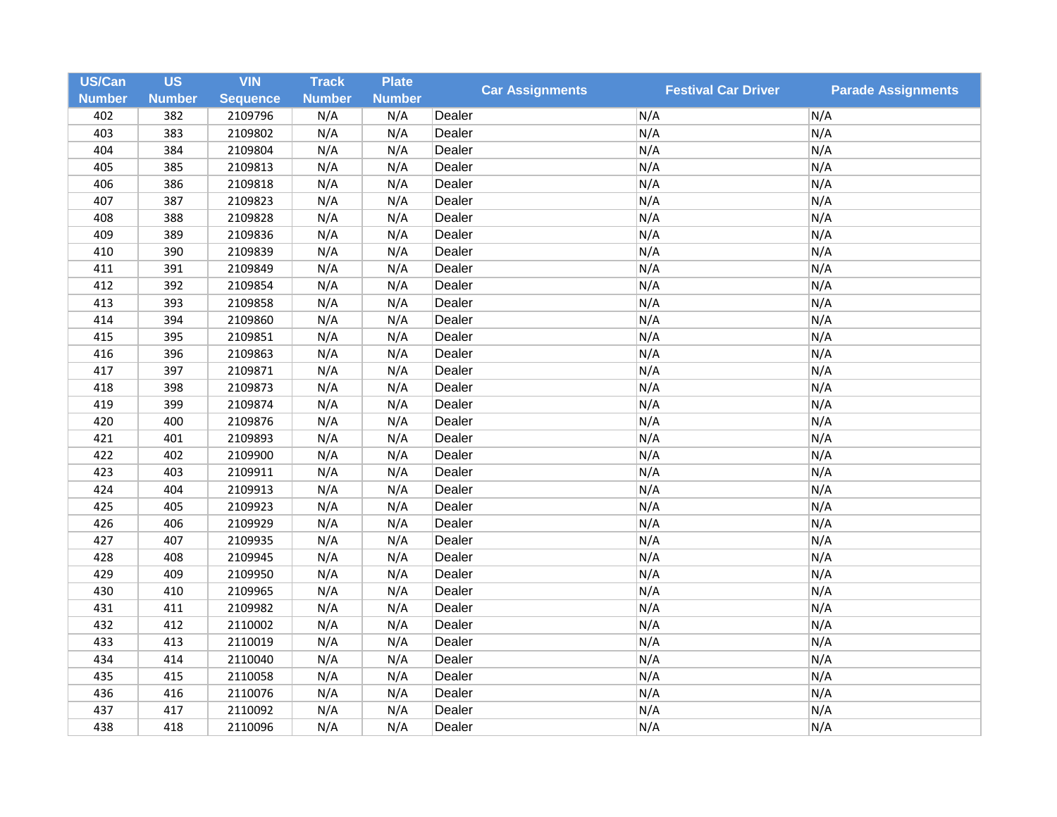| US/Can Number | US Number | VIN Sequence | Track Number | Plate Number | Car Assignments | Festival Car Driver | Parade Assignments |
|---|---|---|---|---|---|---|---|
| 402 | 382 | 2109796 | N/A | N/A | Dealer | N/A | N/A |
| 403 | 383 | 2109802 | N/A | N/A | Dealer | N/A | N/A |
| 404 | 384 | 2109804 | N/A | N/A | Dealer | N/A | N/A |
| 405 | 385 | 2109813 | N/A | N/A | Dealer | N/A | N/A |
| 406 | 386 | 2109818 | N/A | N/A | Dealer | N/A | N/A |
| 407 | 387 | 2109823 | N/A | N/A | Dealer | N/A | N/A |
| 408 | 388 | 2109828 | N/A | N/A | Dealer | N/A | N/A |
| 409 | 389 | 2109836 | N/A | N/A | Dealer | N/A | N/A |
| 410 | 390 | 2109839 | N/A | N/A | Dealer | N/A | N/A |
| 411 | 391 | 2109849 | N/A | N/A | Dealer | N/A | N/A |
| 412 | 392 | 2109854 | N/A | N/A | Dealer | N/A | N/A |
| 413 | 393 | 2109858 | N/A | N/A | Dealer | N/A | N/A |
| 414 | 394 | 2109860 | N/A | N/A | Dealer | N/A | N/A |
| 415 | 395 | 2109851 | N/A | N/A | Dealer | N/A | N/A |
| 416 | 396 | 2109863 | N/A | N/A | Dealer | N/A | N/A |
| 417 | 397 | 2109871 | N/A | N/A | Dealer | N/A | N/A |
| 418 | 398 | 2109873 | N/A | N/A | Dealer | N/A | N/A |
| 419 | 399 | 2109874 | N/A | N/A | Dealer | N/A | N/A |
| 420 | 400 | 2109876 | N/A | N/A | Dealer | N/A | N/A |
| 421 | 401 | 2109893 | N/A | N/A | Dealer | N/A | N/A |
| 422 | 402 | 2109900 | N/A | N/A | Dealer | N/A | N/A |
| 423 | 403 | 2109911 | N/A | N/A | Dealer | N/A | N/A |
| 424 | 404 | 2109913 | N/A | N/A | Dealer | N/A | N/A |
| 425 | 405 | 2109923 | N/A | N/A | Dealer | N/A | N/A |
| 426 | 406 | 2109929 | N/A | N/A | Dealer | N/A | N/A |
| 427 | 407 | 2109935 | N/A | N/A | Dealer | N/A | N/A |
| 428 | 408 | 2109945 | N/A | N/A | Dealer | N/A | N/A |
| 429 | 409 | 2109950 | N/A | N/A | Dealer | N/A | N/A |
| 430 | 410 | 2109965 | N/A | N/A | Dealer | N/A | N/A |
| 431 | 411 | 2109982 | N/A | N/A | Dealer | N/A | N/A |
| 432 | 412 | 2110002 | N/A | N/A | Dealer | N/A | N/A |
| 433 | 413 | 2110019 | N/A | N/A | Dealer | N/A | N/A |
| 434 | 414 | 2110040 | N/A | N/A | Dealer | N/A | N/A |
| 435 | 415 | 2110058 | N/A | N/A | Dealer | N/A | N/A |
| 436 | 416 | 2110076 | N/A | N/A | Dealer | N/A | N/A |
| 437 | 417 | 2110092 | N/A | N/A | Dealer | N/A | N/A |
| 438 | 418 | 2110096 | N/A | N/A | Dealer | N/A | N/A |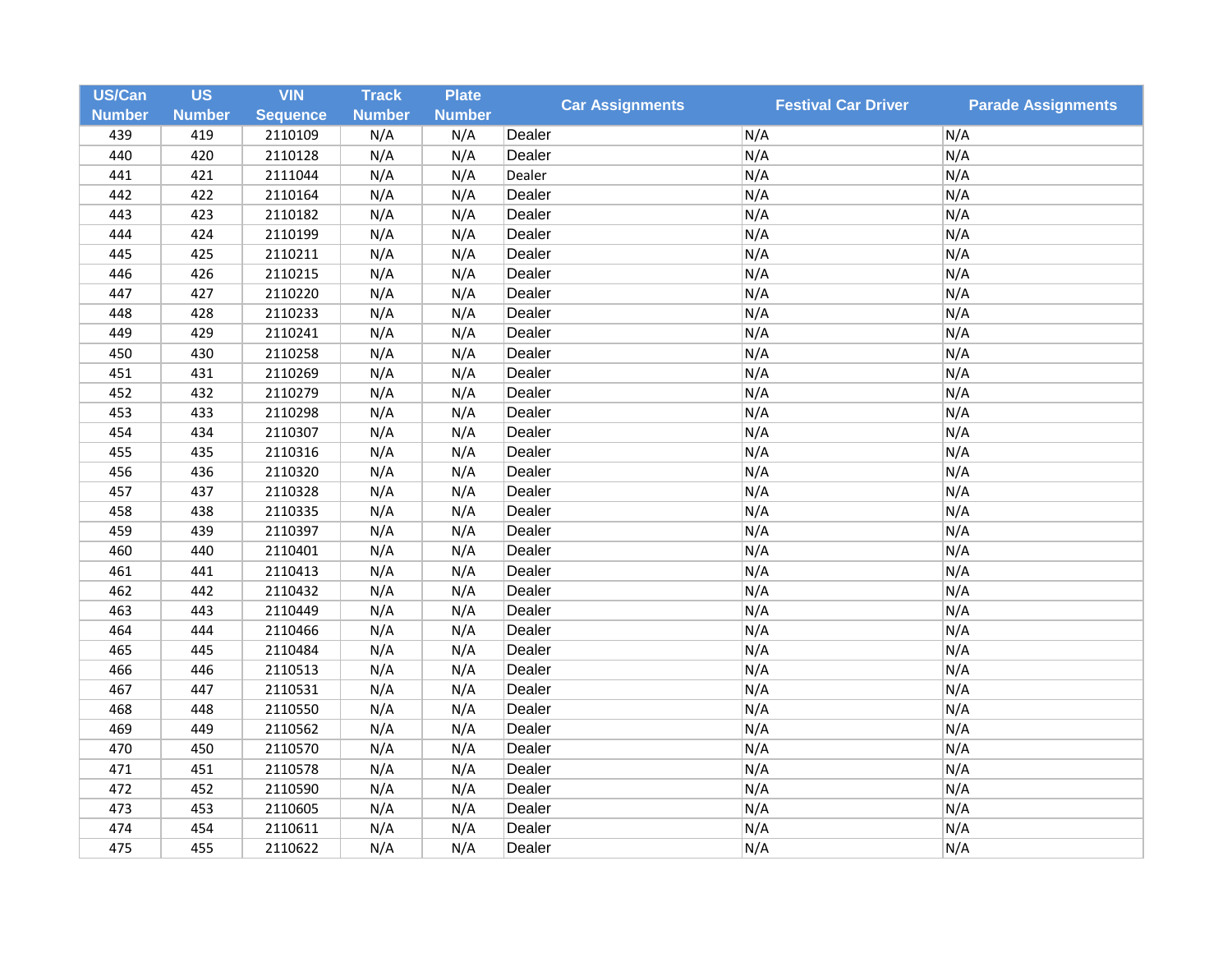| US/Can Number | US Number | VIN Sequence | Track Number | Plate Number | Car Assignments | Festival Car Driver | Parade Assignments |
|---|---|---|---|---|---|---|---|
| 439 | 419 | 2110109 | N/A | N/A | Dealer | N/A | N/A |
| 440 | 420 | 2110128 | N/A | N/A | Dealer | N/A | N/A |
| 441 | 421 | 2111044 | N/A | N/A | Dealer | N/A | N/A |
| 442 | 422 | 2110164 | N/A | N/A | Dealer | N/A | N/A |
| 443 | 423 | 2110182 | N/A | N/A | Dealer | N/A | N/A |
| 444 | 424 | 2110199 | N/A | N/A | Dealer | N/A | N/A |
| 445 | 425 | 2110211 | N/A | N/A | Dealer | N/A | N/A |
| 446 | 426 | 2110215 | N/A | N/A | Dealer | N/A | N/A |
| 447 | 427 | 2110220 | N/A | N/A | Dealer | N/A | N/A |
| 448 | 428 | 2110233 | N/A | N/A | Dealer | N/A | N/A |
| 449 | 429 | 2110241 | N/A | N/A | Dealer | N/A | N/A |
| 450 | 430 | 2110258 | N/A | N/A | Dealer | N/A | N/A |
| 451 | 431 | 2110269 | N/A | N/A | Dealer | N/A | N/A |
| 452 | 432 | 2110279 | N/A | N/A | Dealer | N/A | N/A |
| 453 | 433 | 2110298 | N/A | N/A | Dealer | N/A | N/A |
| 454 | 434 | 2110307 | N/A | N/A | Dealer | N/A | N/A |
| 455 | 435 | 2110316 | N/A | N/A | Dealer | N/A | N/A |
| 456 | 436 | 2110320 | N/A | N/A | Dealer | N/A | N/A |
| 457 | 437 | 2110328 | N/A | N/A | Dealer | N/A | N/A |
| 458 | 438 | 2110335 | N/A | N/A | Dealer | N/A | N/A |
| 459 | 439 | 2110397 | N/A | N/A | Dealer | N/A | N/A |
| 460 | 440 | 2110401 | N/A | N/A | Dealer | N/A | N/A |
| 461 | 441 | 2110413 | N/A | N/A | Dealer | N/A | N/A |
| 462 | 442 | 2110432 | N/A | N/A | Dealer | N/A | N/A |
| 463 | 443 | 2110449 | N/A | N/A | Dealer | N/A | N/A |
| 464 | 444 | 2110466 | N/A | N/A | Dealer | N/A | N/A |
| 465 | 445 | 2110484 | N/A | N/A | Dealer | N/A | N/A |
| 466 | 446 | 2110513 | N/A | N/A | Dealer | N/A | N/A |
| 467 | 447 | 2110531 | N/A | N/A | Dealer | N/A | N/A |
| 468 | 448 | 2110550 | N/A | N/A | Dealer | N/A | N/A |
| 469 | 449 | 2110562 | N/A | N/A | Dealer | N/A | N/A |
| 470 | 450 | 2110570 | N/A | N/A | Dealer | N/A | N/A |
| 471 | 451 | 2110578 | N/A | N/A | Dealer | N/A | N/A |
| 472 | 452 | 2110590 | N/A | N/A | Dealer | N/A | N/A |
| 473 | 453 | 2110605 | N/A | N/A | Dealer | N/A | N/A |
| 474 | 454 | 2110611 | N/A | N/A | Dealer | N/A | N/A |
| 475 | 455 | 2110622 | N/A | N/A | Dealer | N/A | N/A |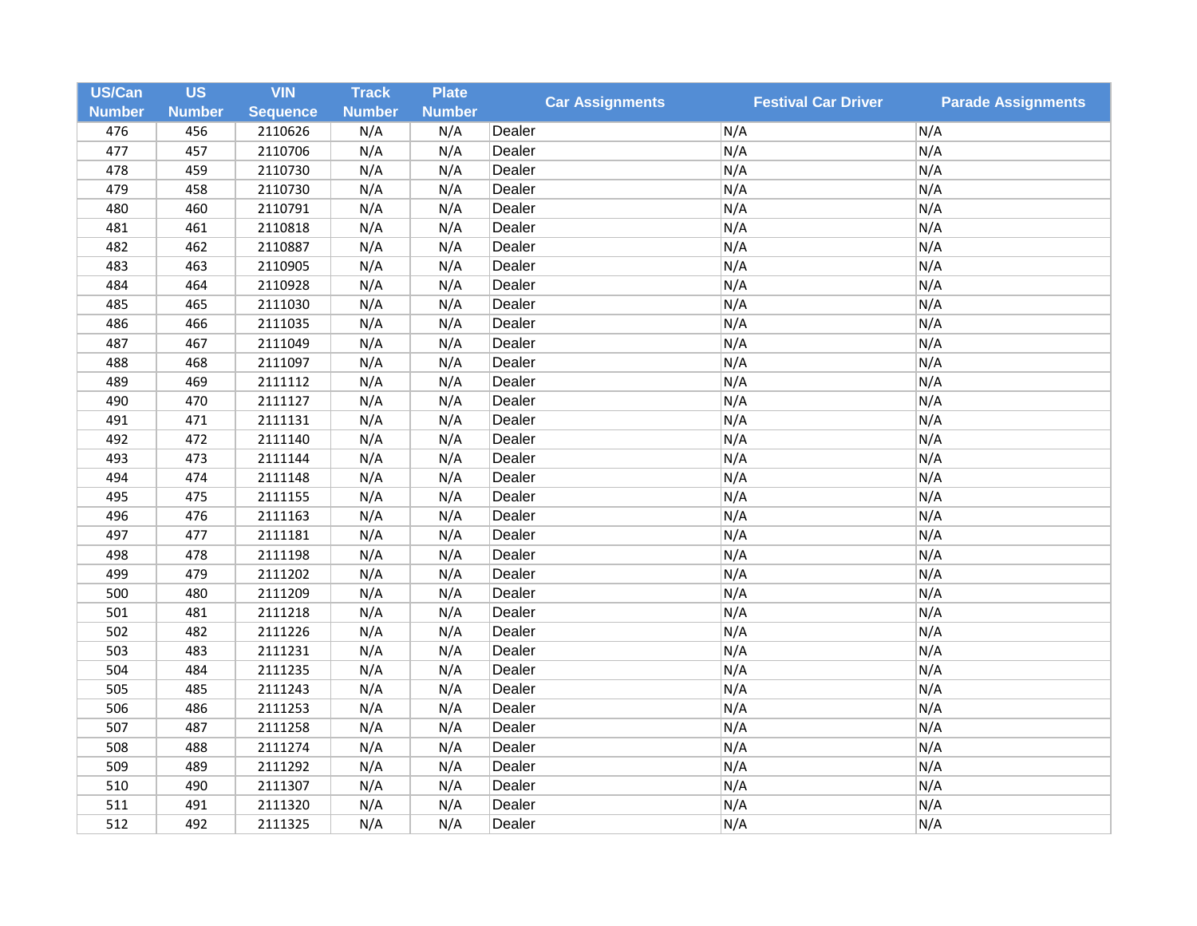| US/Can Number | US Number | VIN Sequence | Track Number | Plate Number | Car Assignments | Festival Car Driver | Parade Assignments |
|---|---|---|---|---|---|---|---|
| 476 | 456 | 2110626 | N/A | N/A | Dealer | N/A | N/A |
| 477 | 457 | 2110706 | N/A | N/A | Dealer | N/A | N/A |
| 478 | 459 | 2110730 | N/A | N/A | Dealer | N/A | N/A |
| 479 | 458 | 2110730 | N/A | N/A | Dealer | N/A | N/A |
| 480 | 460 | 2110791 | N/A | N/A | Dealer | N/A | N/A |
| 481 | 461 | 2110818 | N/A | N/A | Dealer | N/A | N/A |
| 482 | 462 | 2110887 | N/A | N/A | Dealer | N/A | N/A |
| 483 | 463 | 2110905 | N/A | N/A | Dealer | N/A | N/A |
| 484 | 464 | 2110928 | N/A | N/A | Dealer | N/A | N/A |
| 485 | 465 | 2111030 | N/A | N/A | Dealer | N/A | N/A |
| 486 | 466 | 2111035 | N/A | N/A | Dealer | N/A | N/A |
| 487 | 467 | 2111049 | N/A | N/A | Dealer | N/A | N/A |
| 488 | 468 | 2111097 | N/A | N/A | Dealer | N/A | N/A |
| 489 | 469 | 2111112 | N/A | N/A | Dealer | N/A | N/A |
| 490 | 470 | 2111127 | N/A | N/A | Dealer | N/A | N/A |
| 491 | 471 | 2111131 | N/A | N/A | Dealer | N/A | N/A |
| 492 | 472 | 2111140 | N/A | N/A | Dealer | N/A | N/A |
| 493 | 473 | 2111144 | N/A | N/A | Dealer | N/A | N/A |
| 494 | 474 | 2111148 | N/A | N/A | Dealer | N/A | N/A |
| 495 | 475 | 2111155 | N/A | N/A | Dealer | N/A | N/A |
| 496 | 476 | 2111163 | N/A | N/A | Dealer | N/A | N/A |
| 497 | 477 | 2111181 | N/A | N/A | Dealer | N/A | N/A |
| 498 | 478 | 2111198 | N/A | N/A | Dealer | N/A | N/A |
| 499 | 479 | 2111202 | N/A | N/A | Dealer | N/A | N/A |
| 500 | 480 | 2111209 | N/A | N/A | Dealer | N/A | N/A |
| 501 | 481 | 2111218 | N/A | N/A | Dealer | N/A | N/A |
| 502 | 482 | 2111226 | N/A | N/A | Dealer | N/A | N/A |
| 503 | 483 | 2111231 | N/A | N/A | Dealer | N/A | N/A |
| 504 | 484 | 2111235 | N/A | N/A | Dealer | N/A | N/A |
| 505 | 485 | 2111243 | N/A | N/A | Dealer | N/A | N/A |
| 506 | 486 | 2111253 | N/A | N/A | Dealer | N/A | N/A |
| 507 | 487 | 2111258 | N/A | N/A | Dealer | N/A | N/A |
| 508 | 488 | 2111274 | N/A | N/A | Dealer | N/A | N/A |
| 509 | 489 | 2111292 | N/A | N/A | Dealer | N/A | N/A |
| 510 | 490 | 2111307 | N/A | N/A | Dealer | N/A | N/A |
| 511 | 491 | 2111320 | N/A | N/A | Dealer | N/A | N/A |
| 512 | 492 | 2111325 | N/A | N/A | Dealer | N/A | N/A |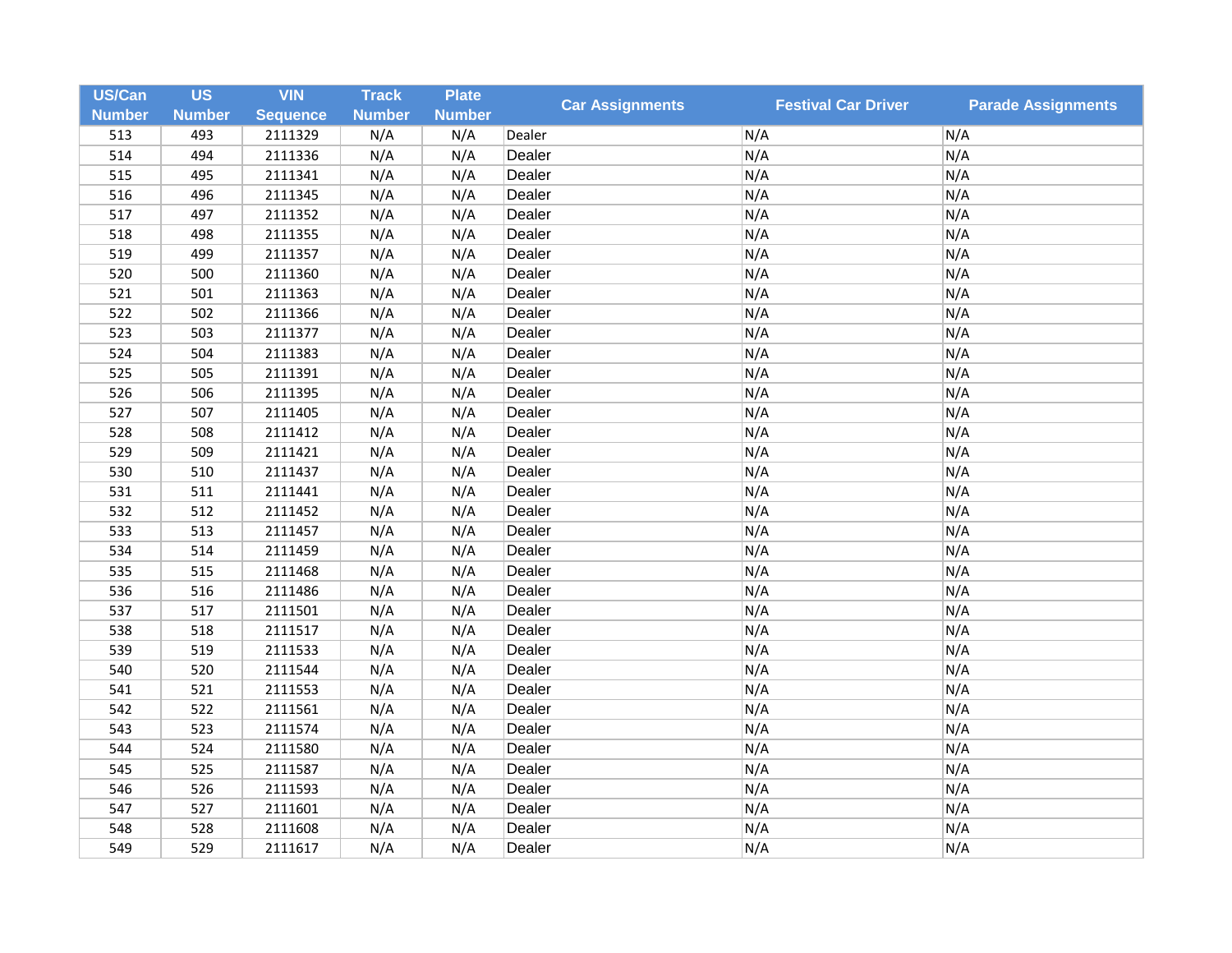| US/Can Number | US Number | VIN Sequence | Track Number | Plate Number | Car Assignments | Festival Car Driver | Parade Assignments |
|---|---|---|---|---|---|---|---|
| 513 | 493 | 2111329 | N/A | N/A | Dealer | N/A | N/A |
| 514 | 494 | 2111336 | N/A | N/A | Dealer | N/A | N/A |
| 515 | 495 | 2111341 | N/A | N/A | Dealer | N/A | N/A |
| 516 | 496 | 2111345 | N/A | N/A | Dealer | N/A | N/A |
| 517 | 497 | 2111352 | N/A | N/A | Dealer | N/A | N/A |
| 518 | 498 | 2111355 | N/A | N/A | Dealer | N/A | N/A |
| 519 | 499 | 2111357 | N/A | N/A | Dealer | N/A | N/A |
| 520 | 500 | 2111360 | N/A | N/A | Dealer | N/A | N/A |
| 521 | 501 | 2111363 | N/A | N/A | Dealer | N/A | N/A |
| 522 | 502 | 2111366 | N/A | N/A | Dealer | N/A | N/A |
| 523 | 503 | 2111377 | N/A | N/A | Dealer | N/A | N/A |
| 524 | 504 | 2111383 | N/A | N/A | Dealer | N/A | N/A |
| 525 | 505 | 2111391 | N/A | N/A | Dealer | N/A | N/A |
| 526 | 506 | 2111395 | N/A | N/A | Dealer | N/A | N/A |
| 527 | 507 | 2111405 | N/A | N/A | Dealer | N/A | N/A |
| 528 | 508 | 2111412 | N/A | N/A | Dealer | N/A | N/A |
| 529 | 509 | 2111421 | N/A | N/A | Dealer | N/A | N/A |
| 530 | 510 | 2111437 | N/A | N/A | Dealer | N/A | N/A |
| 531 | 511 | 2111441 | N/A | N/A | Dealer | N/A | N/A |
| 532 | 512 | 2111452 | N/A | N/A | Dealer | N/A | N/A |
| 533 | 513 | 2111457 | N/A | N/A | Dealer | N/A | N/A |
| 534 | 514 | 2111459 | N/A | N/A | Dealer | N/A | N/A |
| 535 | 515 | 2111468 | N/A | N/A | Dealer | N/A | N/A |
| 536 | 516 | 2111486 | N/A | N/A | Dealer | N/A | N/A |
| 537 | 517 | 2111501 | N/A | N/A | Dealer | N/A | N/A |
| 538 | 518 | 2111517 | N/A | N/A | Dealer | N/A | N/A |
| 539 | 519 | 2111533 | N/A | N/A | Dealer | N/A | N/A |
| 540 | 520 | 2111544 | N/A | N/A | Dealer | N/A | N/A |
| 541 | 521 | 2111553 | N/A | N/A | Dealer | N/A | N/A |
| 542 | 522 | 2111561 | N/A | N/A | Dealer | N/A | N/A |
| 543 | 523 | 2111574 | N/A | N/A | Dealer | N/A | N/A |
| 544 | 524 | 2111580 | N/A | N/A | Dealer | N/A | N/A |
| 545 | 525 | 2111587 | N/A | N/A | Dealer | N/A | N/A |
| 546 | 526 | 2111593 | N/A | N/A | Dealer | N/A | N/A |
| 547 | 527 | 2111601 | N/A | N/A | Dealer | N/A | N/A |
| 548 | 528 | 2111608 | N/A | N/A | Dealer | N/A | N/A |
| 549 | 529 | 2111617 | N/A | N/A | Dealer | N/A | N/A |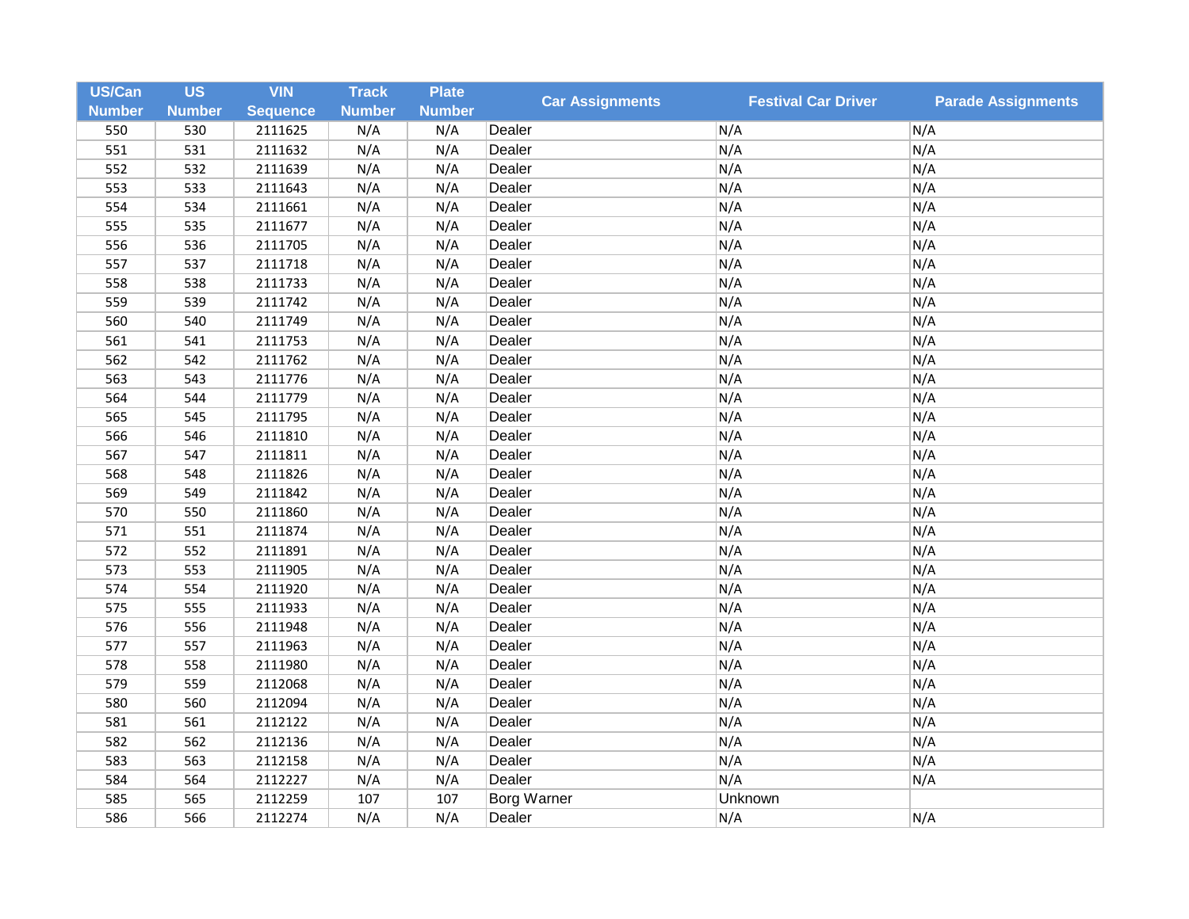| US/Can Number | US Number | VIN Sequence | Track Number | Plate Number | Car Assignments | Festival Car Driver | Parade Assignments |
|---|---|---|---|---|---|---|---|
| 550 | 530 | 2111625 | N/A | N/A | Dealer | N/A | N/A |
| 551 | 531 | 2111632 | N/A | N/A | Dealer | N/A | N/A |
| 552 | 532 | 2111639 | N/A | N/A | Dealer | N/A | N/A |
| 553 | 533 | 2111643 | N/A | N/A | Dealer | N/A | N/A |
| 554 | 534 | 2111661 | N/A | N/A | Dealer | N/A | N/A |
| 555 | 535 | 2111677 | N/A | N/A | Dealer | N/A | N/A |
| 556 | 536 | 2111705 | N/A | N/A | Dealer | N/A | N/A |
| 557 | 537 | 2111718 | N/A | N/A | Dealer | N/A | N/A |
| 558 | 538 | 2111733 | N/A | N/A | Dealer | N/A | N/A |
| 559 | 539 | 2111742 | N/A | N/A | Dealer | N/A | N/A |
| 560 | 540 | 2111749 | N/A | N/A | Dealer | N/A | N/A |
| 561 | 541 | 2111753 | N/A | N/A | Dealer | N/A | N/A |
| 562 | 542 | 2111762 | N/A | N/A | Dealer | N/A | N/A |
| 563 | 543 | 2111776 | N/A | N/A | Dealer | N/A | N/A |
| 564 | 544 | 2111779 | N/A | N/A | Dealer | N/A | N/A |
| 565 | 545 | 2111795 | N/A | N/A | Dealer | N/A | N/A |
| 566 | 546 | 2111810 | N/A | N/A | Dealer | N/A | N/A |
| 567 | 547 | 2111811 | N/A | N/A | Dealer | N/A | N/A |
| 568 | 548 | 2111826 | N/A | N/A | Dealer | N/A | N/A |
| 569 | 549 | 2111842 | N/A | N/A | Dealer | N/A | N/A |
| 570 | 550 | 2111860 | N/A | N/A | Dealer | N/A | N/A |
| 571 | 551 | 2111874 | N/A | N/A | Dealer | N/A | N/A |
| 572 | 552 | 2111891 | N/A | N/A | Dealer | N/A | N/A |
| 573 | 553 | 2111905 | N/A | N/A | Dealer | N/A | N/A |
| 574 | 554 | 2111920 | N/A | N/A | Dealer | N/A | N/A |
| 575 | 555 | 2111933 | N/A | N/A | Dealer | N/A | N/A |
| 576 | 556 | 2111948 | N/A | N/A | Dealer | N/A | N/A |
| 577 | 557 | 2111963 | N/A | N/A | Dealer | N/A | N/A |
| 578 | 558 | 2111980 | N/A | N/A | Dealer | N/A | N/A |
| 579 | 559 | 2112068 | N/A | N/A | Dealer | N/A | N/A |
| 580 | 560 | 2112094 | N/A | N/A | Dealer | N/A | N/A |
| 581 | 561 | 2112122 | N/A | N/A | Dealer | N/A | N/A |
| 582 | 562 | 2112136 | N/A | N/A | Dealer | N/A | N/A |
| 583 | 563 | 2112158 | N/A | N/A | Dealer | N/A | N/A |
| 584 | 564 | 2112227 | N/A | N/A | Dealer | N/A | N/A |
| 585 | 565 | 2112259 | 107 | 107 | Borg Warner | Unknown | |
| 586 | 566 | 2112274 | N/A | N/A | Dealer | N/A | N/A |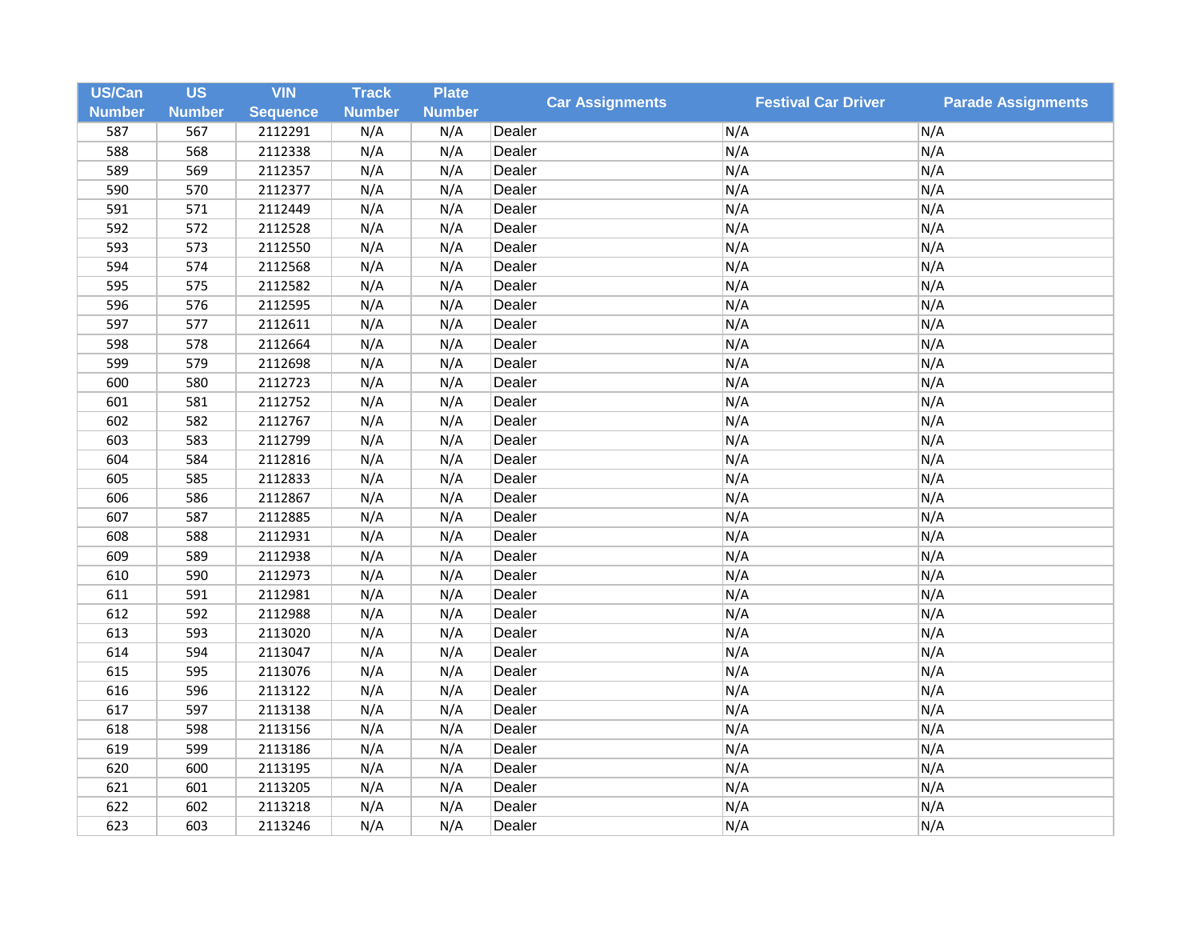| US/Can Number | US Number | VIN Sequence | Track Number | Plate Number | Car Assignments | Festival Car Driver | Parade Assignments |
|---|---|---|---|---|---|---|---|
| 587 | 567 | 2112291 | N/A | N/A | Dealer | N/A | N/A |
| 588 | 568 | 2112338 | N/A | N/A | Dealer | N/A | N/A |
| 589 | 569 | 2112357 | N/A | N/A | Dealer | N/A | N/A |
| 590 | 570 | 2112377 | N/A | N/A | Dealer | N/A | N/A |
| 591 | 571 | 2112449 | N/A | N/A | Dealer | N/A | N/A |
| 592 | 572 | 2112528 | N/A | N/A | Dealer | N/A | N/A |
| 593 | 573 | 2112550 | N/A | N/A | Dealer | N/A | N/A |
| 594 | 574 | 2112568 | N/A | N/A | Dealer | N/A | N/A |
| 595 | 575 | 2112582 | N/A | N/A | Dealer | N/A | N/A |
| 596 | 576 | 2112595 | N/A | N/A | Dealer | N/A | N/A |
| 597 | 577 | 2112611 | N/A | N/A | Dealer | N/A | N/A |
| 598 | 578 | 2112664 | N/A | N/A | Dealer | N/A | N/A |
| 599 | 579 | 2112698 | N/A | N/A | Dealer | N/A | N/A |
| 600 | 580 | 2112723 | N/A | N/A | Dealer | N/A | N/A |
| 601 | 581 | 2112752 | N/A | N/A | Dealer | N/A | N/A |
| 602 | 582 | 2112767 | N/A | N/A | Dealer | N/A | N/A |
| 603 | 583 | 2112799 | N/A | N/A | Dealer | N/A | N/A |
| 604 | 584 | 2112816 | N/A | N/A | Dealer | N/A | N/A |
| 605 | 585 | 2112833 | N/A | N/A | Dealer | N/A | N/A |
| 606 | 586 | 2112867 | N/A | N/A | Dealer | N/A | N/A |
| 607 | 587 | 2112885 | N/A | N/A | Dealer | N/A | N/A |
| 608 | 588 | 2112931 | N/A | N/A | Dealer | N/A | N/A |
| 609 | 589 | 2112938 | N/A | N/A | Dealer | N/A | N/A |
| 610 | 590 | 2112973 | N/A | N/A | Dealer | N/A | N/A |
| 611 | 591 | 2112981 | N/A | N/A | Dealer | N/A | N/A |
| 612 | 592 | 2112988 | N/A | N/A | Dealer | N/A | N/A |
| 613 | 593 | 2113020 | N/A | N/A | Dealer | N/A | N/A |
| 614 | 594 | 2113047 | N/A | N/A | Dealer | N/A | N/A |
| 615 | 595 | 2113076 | N/A | N/A | Dealer | N/A | N/A |
| 616 | 596 | 2113122 | N/A | N/A | Dealer | N/A | N/A |
| 617 | 597 | 2113138 | N/A | N/A | Dealer | N/A | N/A |
| 618 | 598 | 2113156 | N/A | N/A | Dealer | N/A | N/A |
| 619 | 599 | 2113186 | N/A | N/A | Dealer | N/A | N/A |
| 620 | 600 | 2113195 | N/A | N/A | Dealer | N/A | N/A |
| 621 | 601 | 2113205 | N/A | N/A | Dealer | N/A | N/A |
| 622 | 602 | 2113218 | N/A | N/A | Dealer | N/A | N/A |
| 623 | 603 | 2113246 | N/A | N/A | Dealer | N/A | N/A |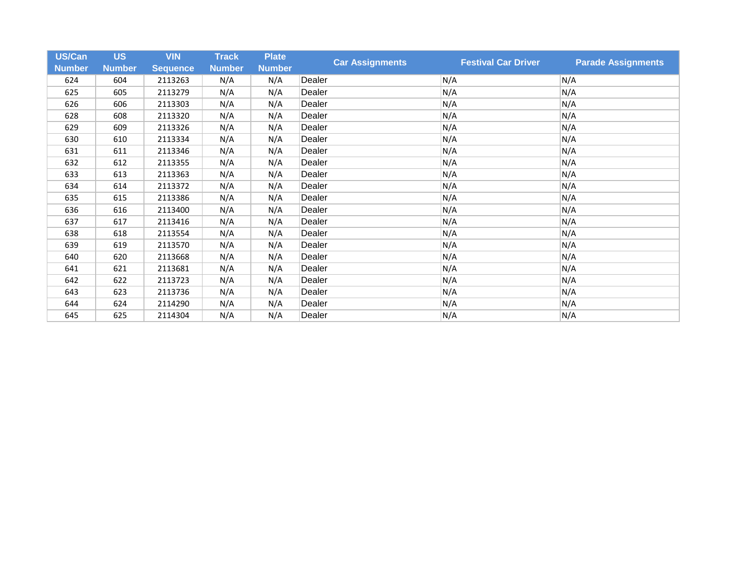| US/Can Number | US Number | VIN Sequence | Track Number | Plate Number | Car Assignments | Festival Car Driver | Parade Assignments |
|---|---|---|---|---|---|---|---|
| 624 | 604 | 2113263 | N/A | N/A | Dealer | N/A | N/A |
| 625 | 605 | 2113279 | N/A | N/A | Dealer | N/A | N/A |
| 626 | 606 | 2113303 | N/A | N/A | Dealer | N/A | N/A |
| 628 | 608 | 2113320 | N/A | N/A | Dealer | N/A | N/A |
| 629 | 609 | 2113326 | N/A | N/A | Dealer | N/A | N/A |
| 630 | 610 | 2113334 | N/A | N/A | Dealer | N/A | N/A |
| 631 | 611 | 2113346 | N/A | N/A | Dealer | N/A | N/A |
| 632 | 612 | 2113355 | N/A | N/A | Dealer | N/A | N/A |
| 633 | 613 | 2113363 | N/A | N/A | Dealer | N/A | N/A |
| 634 | 614 | 2113372 | N/A | N/A | Dealer | N/A | N/A |
| 635 | 615 | 2113386 | N/A | N/A | Dealer | N/A | N/A |
| 636 | 616 | 2113400 | N/A | N/A | Dealer | N/A | N/A |
| 637 | 617 | 2113416 | N/A | N/A | Dealer | N/A | N/A |
| 638 | 618 | 2113554 | N/A | N/A | Dealer | N/A | N/A |
| 639 | 619 | 2113570 | N/A | N/A | Dealer | N/A | N/A |
| 640 | 620 | 2113668 | N/A | N/A | Dealer | N/A | N/A |
| 641 | 621 | 2113681 | N/A | N/A | Dealer | N/A | N/A |
| 642 | 622 | 2113723 | N/A | N/A | Dealer | N/A | N/A |
| 643 | 623 | 2113736 | N/A | N/A | Dealer | N/A | N/A |
| 644 | 624 | 2114290 | N/A | N/A | Dealer | N/A | N/A |
| 645 | 625 | 2114304 | N/A | N/A | Dealer | N/A | N/A |